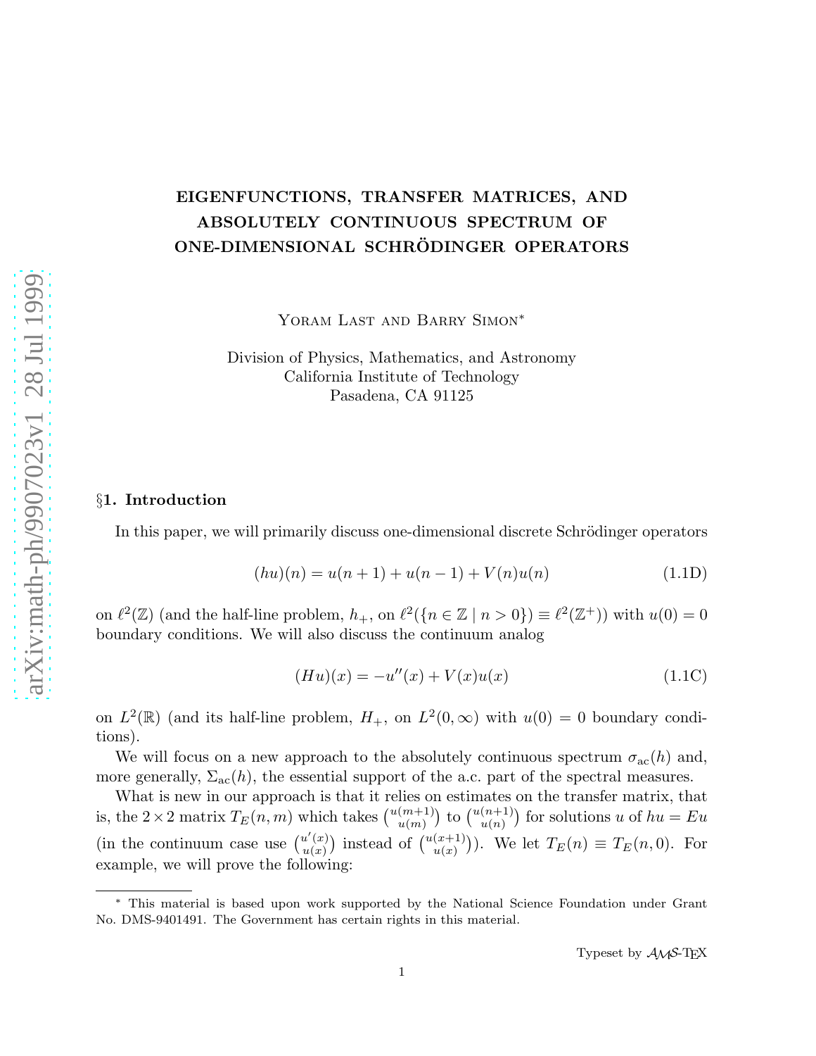# EIGENFUNCTIONS, TRANSFER MATRICES, AND ABSOLUTELY CONTINUOUS SPECTRUM OF ONE-DIMENSIONAL SCHRÖDINGER OPERATORS

Yoram Last and Barry Simon*

Division of Physics, Mathematics, and Astronomy
California Institute of Technology
Pasadena, CA 91125

## §1. Introduction

In this paper, we will primarily discuss one-dimensional discrete Schrödinger operators

$$(hu)(n) = u(n+1) + u(n-1) + V(n)u(n) \tag{1.1D}$$

on $\ell^2(\mathbb{Z})$ (and the half-line problem, $h_+$, on $\ell^2(\{n \in \mathbb{Z} \mid n > 0\}) \equiv \ell^2(\mathbb{Z}^+)$) with $u(0) = 0$ boundary conditions. We will also discuss the continuum analog

$$(Hu)(x) = -u''(x) + V(x)u(x) \tag{1.1C}$$

on $L^2(\mathbb{R})$ (and its half-line problem, $H_+$, on $L^2(0, \infty)$ with $u(0) = 0$ boundary conditions).

We will focus on a new approach to the absolutely continuous spectrum $\sigma_{\rm ac}(h)$ and, more generally, $\Sigma_{\rm ac}(h)$, the essential support of the a.c. part of the spectral measures.

What is new in our approach is that it relies on estimates on the transfer matrix, that is, the $2 \times 2$ matrix $T_E(n, m)$ which takes $\binom{u(m+1)}{u(m)}$ to $\binom{u(n+1)}{u(n)}$ for solutions $u$ of $hu = Eu$ (in the continuum case use $\binom{u'(x)}{u(x)}$ instead of $\binom{u(x+1)}{u(x)}$). We let $T_E(n) \equiv T_E(n, 0)$. For example, we will prove the following:

---

* This material is based upon work supported by the National Science Foundation under Grant No. DMS-9401491. The Government has certain rights in this material.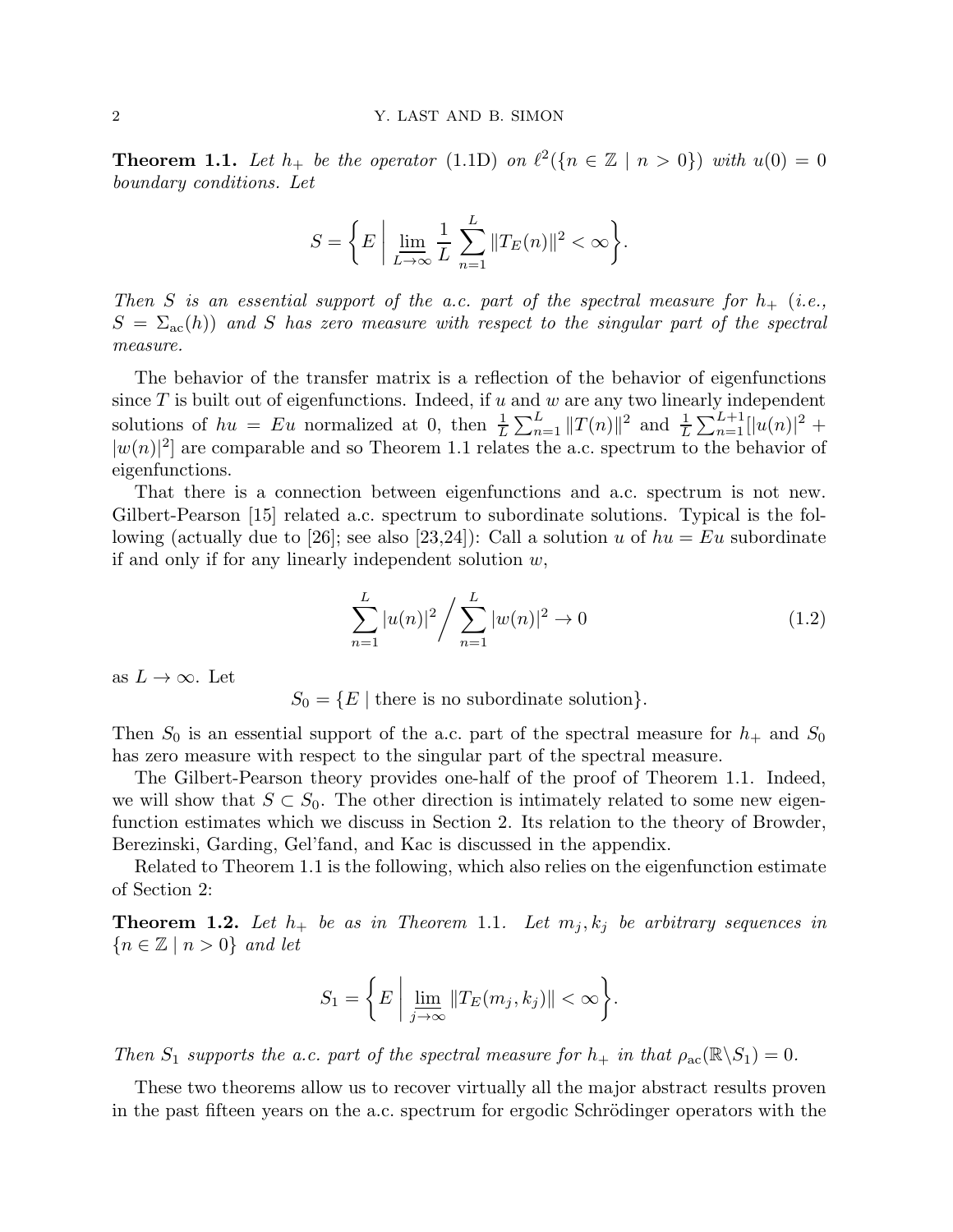**Theorem 1.1.** *Let $h_+$ be the operator* (1.1D) *on $\ell^2(\{n \in \mathbb{Z} \mid n > 0\})$ with $u(0) = 0$ boundary conditions. Let*

$$S = \left\{ E \;\middle|\; \varliminf_{L\to\infty} \frac{1}{L} \sum_{n=1}^{L} \|T_E(n)\|^2 < \infty \right\}.$$

*Then $S$ is an essential support of the a.c. part of the spectral measure for $h_+$ (i.e., $S = \Sigma_{\rm ac}(h)$) and $S$ has zero measure with respect to the singular part of the spectral measure.*

The behavior of the transfer matrix is a reflection of the behavior of eigenfunctions since $T$ is built out of eigenfunctions. Indeed, if $u$ and $w$ are any two linearly independent solutions of $hu = Eu$ normalized at 0, then $\frac{1}{L}\sum_{n=1}^{L} \|T(n)\|^2$ and $\frac{1}{L}\sum_{n=1}^{L+1}[|u(n)|^2 + |w(n)|^2]$ are comparable and so Theorem 1.1 relates the a.c. spectrum to the behavior of eigenfunctions.

That there is a connection between eigenfunctions and a.c. spectrum is not new. Gilbert-Pearson [15] related a.c. spectrum to subordinate solutions. Typical is the following (actually due to [26]; see also [23,24]): Call a solution $u$ of $hu = Eu$ subordinate if and only if for any linearly independent solution $w$,

$$\sum_{n=1}^{L} |u(n)|^2 \Big/ \sum_{n=1}^{L} |w(n)|^2 \to 0 \tag{1.2}$$

as $L \to \infty$. Let

$$S_0 = \{E \mid \text{there is no subordinate solution}\}.$$

Then $S_0$ is an essential support of the a.c. part of the spectral measure for $h_+$ and $S_0$ has zero measure with respect to the singular part of the spectral measure.

The Gilbert-Pearson theory provides one-half of the proof of Theorem 1.1. Indeed, we will show that $S \subset S_0$. The other direction is intimately related to some new eigenfunction estimates which we discuss in Section 2. Its relation to the theory of Browder, Berezinski, Garding, Gel'fand, and Kac is discussed in the appendix.

Related to Theorem 1.1 is the following, which also relies on the eigenfunction estimate of Section 2:

**Theorem 1.2.** *Let $h_+$ be as in Theorem* 1.1. *Let $m_j, k_j$ be arbitrary sequences in $\{n \in \mathbb{Z} \mid n > 0\}$ and let*

$$S_1 = \left\{ E \;\middle|\; \varliminf_{j\to\infty} \|T_E(m_j, k_j)\| < \infty \right\}.$$

*Then $S_1$ supports the a.c. part of the spectral measure for $h_+$ in that $\rho_{\rm ac}(\mathbb{R}\backslash S_1) = 0$.*

These two theorems allow us to recover virtually all the major abstract results proven in the past fifteen years on the a.c. spectrum for ergodic Schrödinger operators with the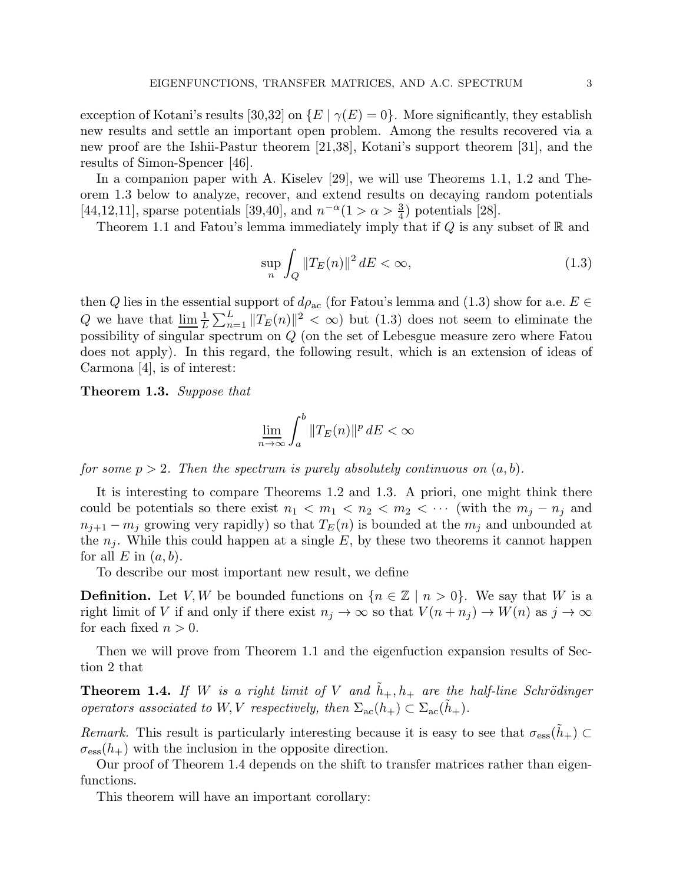exception of Kotani's results [30,32] on $\{E \mid \gamma(E) = 0\}$. More significantly, they establish new results and settle an important open problem. Among the results recovered via a new proof are the Ishii-Pastur theorem [21,38], Kotani's support theorem [31], and the results of Simon-Spencer [46].

In a companion paper with A. Kiselev [29], we will use Theorems 1.1, 1.2 and Theorem 1.3 below to analyze, recover, and extend results on decaying random potentials [44,12,11], sparse potentials [39,40], and $n^{-\alpha}(1 > \alpha > \frac{3}{4})$ potentials [28].

Theorem 1.1 and Fatou's lemma immediately imply that if $Q$ is any subset of $\mathbb{R}$ and

$$\sup_n \int_Q \|T_E(n)\|^2 \, dE < \infty, \tag{1.3}$$

then $Q$ lies in the essential support of $d\rho_{\rm ac}$ (for Fatou's lemma and (1.3) show for a.e. $E \in Q$ we have that $\varliminf \frac{1}{L} \sum_{n=1}^{L} \|T_E(n)\|^2 < \infty$) but (1.3) does not seem to eliminate the possibility of singular spectrum on $Q$ (on the set of Lebesgue measure zero where Fatou does not apply). In this regard, the following result, which is an extension of ideas of Carmona [4], is of interest:

**Theorem 1.3.** *Suppose that*

$$\varliminf_{n\to\infty} \int_a^b \|T_E(n)\|^p \, dE < \infty$$

*for some $p > 2$. Then the spectrum is purely absolutely continuous on $(a, b)$.*

It is interesting to compare Theorems 1.2 and 1.3. A priori, one might think there could be potentials so there exist $n_1 < m_1 < n_2 < m_2 < \cdots$ (with the $m_j - n_j$ and $n_{j+1} - m_j$ growing very rapidly) so that $T_E(n)$ is bounded at the $m_j$ and unbounded at the $n_j$. While this could happen at a single $E$, by these two theorems it cannot happen for all $E$ in $(a, b)$.

To describe our most important new result, we define

**Definition.** Let $V, W$ be bounded functions on $\{n \in \mathbb{Z} \mid n > 0\}$. We say that $W$ is a right limit of $V$ if and only if there exist $n_j \to \infty$ so that $V(n + n_j) \to W(n)$ as $j \to \infty$ for each fixed $n > 0$.

Then we will prove from Theorem 1.1 and the eigenfuction expansion results of Section 2 that

**Theorem 1.4.** *If $W$ is a right limit of $V$ and $\tilde{h}_+, h_+$ are the half-line Schrödinger operators associated to $W, V$ respectively, then $\Sigma_{\rm ac}(h_+) \subset \Sigma_{\rm ac}(\tilde{h}_+)$.*

*Remark.* This result is particularly interesting because it is easy to see that $\sigma_{\rm ess}(\tilde{h}_+) \subset \sigma_{\rm ess}(h_+)$ with the inclusion in the opposite direction.

Our proof of Theorem 1.4 depends on the shift to transfer matrices rather than eigenfunctions.

This theorem will have an important corollary: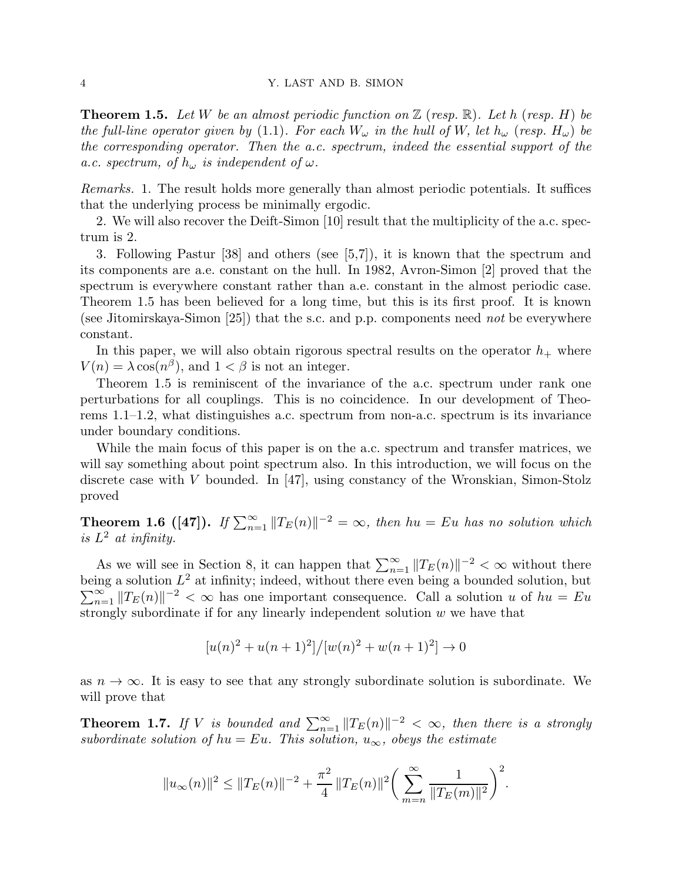**Theorem 1.5.** *Let $W$ be an almost periodic function on $\mathbb{Z}$ (resp. $\mathbb{R}$). Let $h$ (resp. $H$) be the full-line operator given by (1.1). For each $W_\omega$ in the hull of $W$, let $h_\omega$ (resp. $H_\omega$) be the corresponding operator. Then the a.c. spectrum, indeed the essential support of the a.c. spectrum, of $h_\omega$ is independent of $\omega$.*

*Remarks.* 1. The result holds more generally than almost periodic potentials. It suffices that the underlying process be minimally ergodic.

2. We will also recover the Deift-Simon [10] result that the multiplicity of the a.c. spectrum is 2.

3. Following Pastur [38] and others (see [5,7]), it is known that the spectrum and its components are a.e. constant on the hull. In 1982, Avron-Simon [2] proved that the spectrum is everywhere constant rather than a.e. constant in the almost periodic case. Theorem 1.5 has been believed for a long time, but this is its first proof. It is known (see Jitomirskaya-Simon [25]) that the s.c. and p.p. components need *not* be everywhere constant.

In this paper, we will also obtain rigorous spectral results on the operator $h_+$ where $V(n) = \lambda \cos(n^\beta)$, and $1 < \beta$ is not an integer.

Theorem 1.5 is reminiscent of the invariance of the a.c. spectrum under rank one perturbations for all couplings. This is no coincidence. In our development of Theorems 1.1–1.2, what distinguishes a.c. spectrum from non-a.c. spectrum is its invariance under boundary conditions.

While the main focus of this paper is on the a.c. spectrum and transfer matrices, we will say something about point spectrum also. In this introduction, we will focus on the discrete case with $V$ bounded. In [47], using constancy of the Wronskian, Simon-Stolz proved

**Theorem 1.6 ([47]).** *If $\sum_{n=1}^\infty \|T_E(n)\|^{-2} = \infty$, then $hu = Eu$ has no solution which is $L^2$ at infinity.*

As we will see in Section 8, it can happen that $\sum_{n=1}^\infty \|T_E(n)\|^{-2} < \infty$ without there being a solution $L^2$ at infinity; indeed, without there even being a bounded solution, but $\sum_{n=1}^\infty \|T_E(n)\|^{-2} < \infty$ has one important consequence. Call a solution $u$ of $hu = Eu$ strongly subordinate if for any linearly independent solution $w$ we have that

$$[u(n)^2 + u(n+1)^2]/[w(n)^2 + w(n+1)^2] \to 0$$

as $n \to \infty$. It is easy to see that any strongly subordinate solution is subordinate. We will prove that

**Theorem 1.7.** *If $V$ is bounded and $\sum_{n=1}^\infty \|T_E(n)\|^{-2} < \infty$, then there is a strongly subordinate solution of $hu = Eu$. This solution, $u_\infty$, obeys the estimate*

$$\|u_\infty(n)\|^2 \leq \|T_E(n)\|^{-2} + \frac{\pi^2}{4} \|T_E(n)\|^2 \bigg( \sum_{m=n}^\infty \frac{1}{\|T_E(m)\|^2} \bigg)^2.$$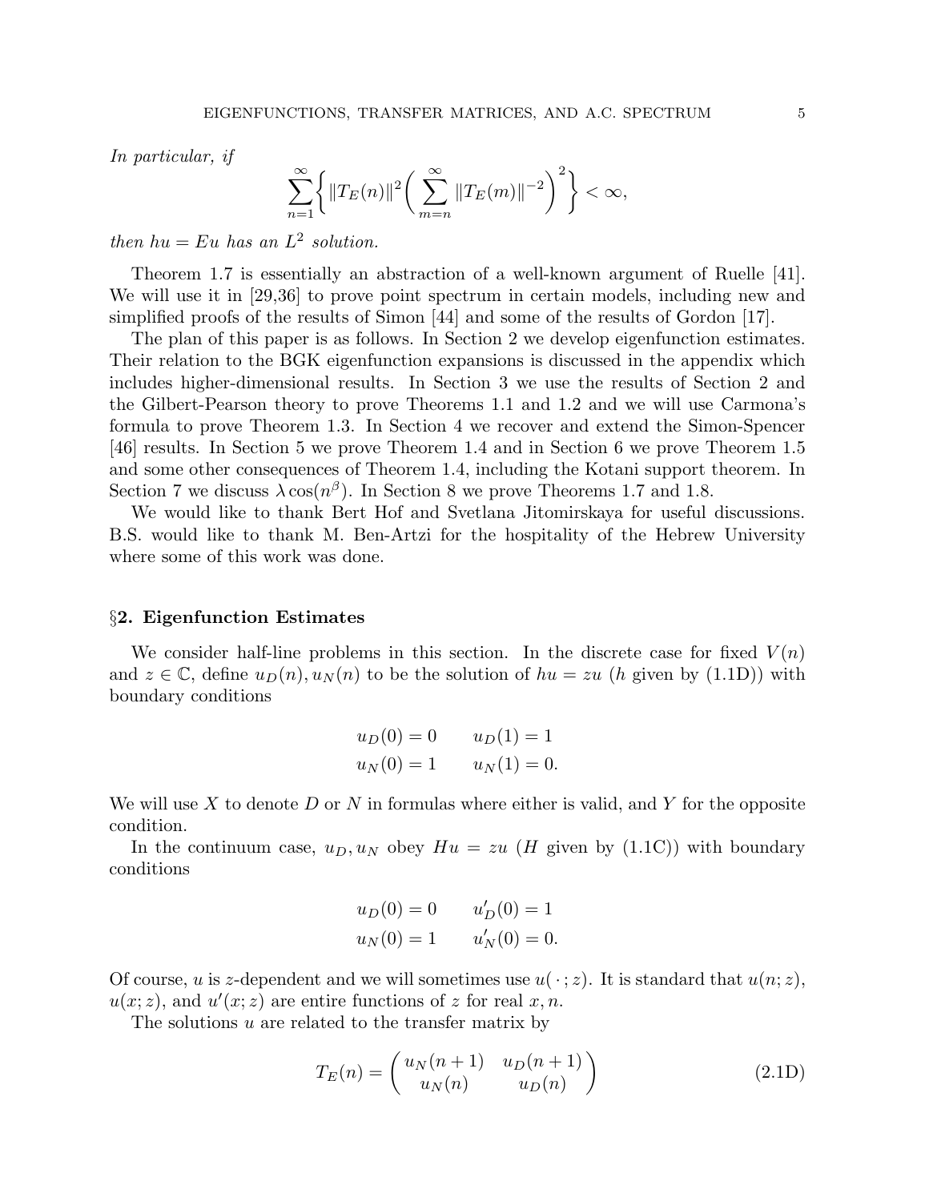*In particular, if*

$$\sum_{n=1}^{\infty}\bigg\{\|T_E(n)\|^2\bigg(\sum_{m=n}^{\infty}\|T_E(m)\|^{-2}\bigg)^2\bigg\}<\infty,$$

*then $hu = Eu$ has an $L^2$ solution.*

Theorem 1.7 is essentially an abstraction of a well-known argument of Ruelle [41]. We will use it in [29,36] to prove point spectrum in certain models, including new and simplified proofs of the results of Simon [44] and some of the results of Gordon [17].

The plan of this paper is as follows. In Section 2 we develop eigenfunction estimates. Their relation to the BGK eigenfunction expansions is discussed in the appendix which includes higher-dimensional results. In Section 3 we use the results of Section 2 and the Gilbert-Pearson theory to prove Theorems 1.1 and 1.2 and we will use Carmona's formula to prove Theorem 1.3. In Section 4 we recover and extend the Simon-Spencer [46] results. In Section 5 we prove Theorem 1.4 and in Section 6 we prove Theorem 1.5 and some other consequences of Theorem 1.4, including the Kotani support theorem. In Section 7 we discuss $\lambda\cos(n^\beta)$. In Section 8 we prove Theorems 1.7 and 1.8.

We would like to thank Bert Hof and Svetlana Jitomirskaya for useful discussions. B.S. would like to thank M. Ben-Artzi for the hospitality of the Hebrew University where some of this work was done.

## §2. Eigenfunction Estimates

We consider half-line problems in this section. In the discrete case for fixed $V(n)$ and $z \in \mathbb{C}$, define $u_D(n), u_N(n)$ to be the solution of $hu = zu$ ($h$ given by (1.1D)) with boundary conditions

$$\begin{aligned} u_D(0) &= 0 \qquad u_D(1) = 1 \\ u_N(0) &= 1 \qquad u_N(1) = 0. \end{aligned}$$

We will use $X$ to denote $D$ or $N$ in formulas where either is valid, and $Y$ for the opposite condition.

In the continuum case, $u_D, u_N$ obey $Hu = zu$ ($H$ given by (1.1C)) with boundary conditions

$$\begin{aligned} u_D(0) &= 0 \qquad u_D'(0) = 1 \\ u_N(0) &= 1 \qquad u_N'(0) = 0. \end{aligned}$$

Of course, $u$ is $z$-dependent and we will sometimes use $u(\,\cdot\,; z)$. It is standard that $u(n; z)$, $u(x; z)$, and $u'(x; z)$ are entire functions of $z$ for real $x, n$.

The solutions $u$ are related to the transfer matrix by

$$T_E(n) = \begin{pmatrix} u_N(n+1) & u_D(n+1) \\ u_N(n) & u_D(n) \end{pmatrix} \tag{2.1D}$$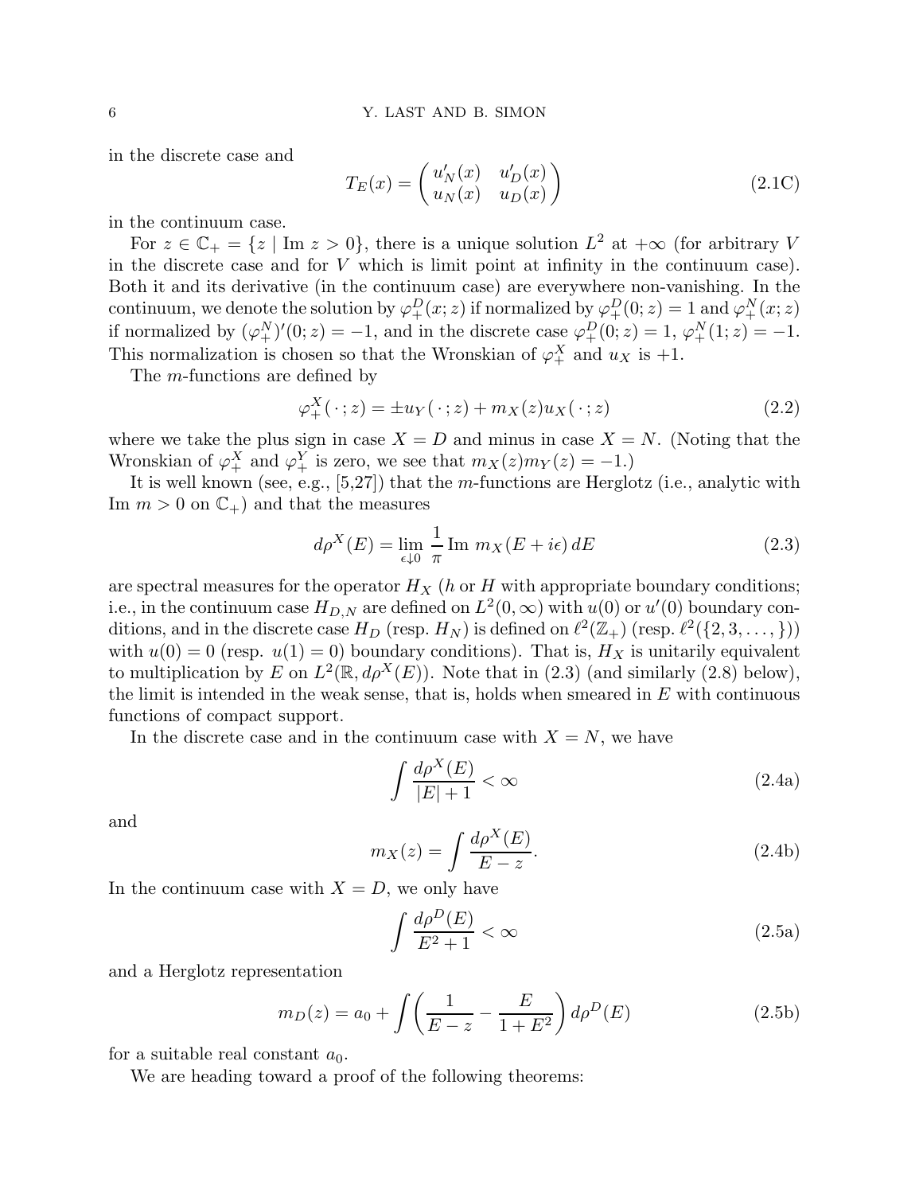in the discrete case and

$$T_E(x) = \begin{pmatrix} u_N'(x) & u_D'(x) \\ u_N(x) & u_D(x) \end{pmatrix} \tag{2.1C}$$

in the continuum case.

For $z \in \mathbb{C}_+ = \{z \mid \operatorname{Im} z > 0\}$, there is a unique solution $L^2$ at $+\infty$ (for arbitrary $V$ in the discrete case and for $V$ which is limit point at infinity in the continuum case). Both it and its derivative (in the continuum case) are everywhere non-vanishing. In the continuum, we denote the solution by $\varphi_+^D(x;z)$ if normalized by $\varphi_+^D(0;z) = 1$ and $\varphi_+^N(x;z)$ if normalized by $(\varphi_+^N)'(0;z) = -1$, and in the discrete case $\varphi_+^D(0;z) = 1$, $\varphi_+^N(1;z) = -1$. This normalization is chosen so that the Wronskian of $\varphi_+^X$ and $u_X$ is $+1$.

The $m$-functions are defined by

$$\varphi_+^X(\,\cdot\,;z) = \pm u_Y(\,\cdot\,;z) + m_X(z) u_X(\,\cdot\,;z) \tag{2.2}$$

where we take the plus sign in case $X = D$ and minus in case $X = N$. (Noting that the Wronskian of $\varphi_+^X$ and $\varphi_+^Y$ is zero, we see that $m_X(z) m_Y(z) = -1$.)

It is well known (see, e.g., [5,27]) that the $m$-functions are Herglotz (i.e., analytic with $\operatorname{Im}\, m > 0$ on $\mathbb{C}_+$) and that the measures

$$d\rho^X(E) = \lim_{\epsilon \downarrow 0} \frac{1}{\pi} \operatorname{Im}\, m_X(E + i\epsilon)\, dE \tag{2.3}$$

are spectral measures for the operator $H_X$ ($h$ or $H$ with appropriate boundary conditions; i.e., in the continuum case $H_{D,N}$ are defined on $L^2(0,\infty)$ with $u(0)$ or $u'(0)$ boundary conditions, and in the discrete case $H_D$ (resp. $H_N$) is defined on $\ell^2(\mathbb{Z}_+)$ (resp. $\ell^2(\{2,3,\dots,\})$) with $u(0) = 0$ (resp. $u(1) = 0$) boundary conditions). That is, $H_X$ is unitarily equivalent to multiplication by $E$ on $L^2(\mathbb{R}, d\rho^X(E))$. Note that in (2.3) (and similarly (2.8) below), the limit is intended in the weak sense, that is, holds when smeared in $E$ with continuous functions of compact support.

In the discrete case and in the continuum case with $X = N$, we have

$$\int \frac{d\rho^X(E)}{|E| + 1} < \infty \tag{2.4a}$$

and

$$m_X(z) = \int \frac{d\rho^X(E)}{E - z}. \tag{2.4b}$$

In the continuum case with $X = D$, we only have

$$\int \frac{d\rho^D(E)}{E^2 + 1} < \infty \tag{2.5a}$$

and a Herglotz representation

$$m_D(z) = a_0 + \int \left( \frac{1}{E - z} - \frac{E}{1 + E^2} \right) d\rho^D(E) \tag{2.5b}$$

for a suitable real constant $a_0$.

We are heading toward a proof of the following theorems: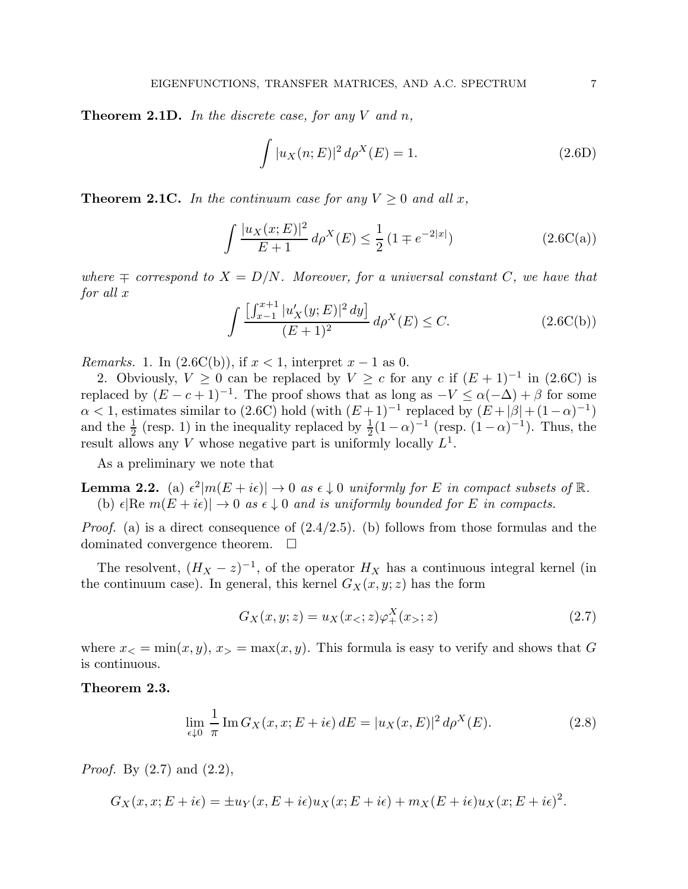**Theorem 2.1D.** *In the discrete case, for any $V$ and $n$,*

$$\int |u_X(n;E)|^2 \, d\rho^X(E) = 1. \tag{2.6D}$$

**Theorem 2.1C.** *In the continuum case for any $V \geq 0$ and all $x$,*

$$\int \frac{|u_X(x;E)|^2}{E+1} \, d\rho^X(E) \leq \frac{1}{2} \, (1 \mp e^{-2|x|}) \tag{2.6C(a)}$$

*where $\mp$ correspond to $X = D/N$. Moreover, for a universal constant $C$, we have that for all $x$*

$$\int \frac{\left[\int_{x-1}^{x+1} |u'_X(y;E)|^2 \, dy\right]}{(E+1)^2} \, d\rho^X(E) \leq C. \tag{2.6C(b)}$$

*Remarks.* 1. In (2.6C(b)), if $x < 1$, interpret $x - 1$ as 0.

2. Obviously, $V \geq 0$ can be replaced by $V \geq c$ for any $c$ if $(E+1)^{-1}$ in (2.6C) is replaced by $(E - c + 1)^{-1}$. The proof shows that as long as $-V \leq \alpha(-\Delta) + \beta$ for some $\alpha < 1$, estimates similar to (2.6C) hold (with $(E+1)^{-1}$ replaced by $(E + |\beta| + (1-\alpha)^{-1})$ and the $\frac{1}{2}$ (resp. 1) in the inequality replaced by $\frac{1}{2}(1-\alpha)^{-1}$ (resp. $(1-\alpha)^{-1}$). Thus, the result allows any $V$ whose negative part is uniformly locally $L^1$.

As a preliminary we note that

**Lemma 2.2.** (a) *$\epsilon^2 |m(E + i\epsilon)| \to 0$ as $\epsilon \downarrow 0$ uniformly for $E$ in compact subsets of $\mathbb{R}$.*
(b) *$\epsilon |\text{Re } m(E + i\epsilon)| \to 0$ as $\epsilon \downarrow 0$ and is uniformly bounded for $E$ in compacts.*

*Proof.* (a) is a direct consequence of (2.4/2.5). (b) follows from those formulas and the dominated convergence theorem. $\square$

The resolvent, $(H_X - z)^{-1}$, of the operator $H_X$ has a continuous integral kernel (in the continuum case). In general, this kernel $G_X(x,y;z)$ has the form

$$G_X(x,y;z) = u_X(x_<;z) \varphi_+^X(x_>;z) \tag{2.7}$$

where $x_< = \min(x,y)$, $x_> = \max(x,y)$. This formula is easy to verify and shows that $G$ is continuous.

**Theorem 2.3.**

$$\lim_{\epsilon \downarrow 0} \frac{1}{\pi} \, \text{Im} \, G_X(x,x;E + i\epsilon) \, dE = |u_X(x,E)|^2 \, d\rho^X(E). \tag{2.8}$$

*Proof.* By (2.7) and (2.2),

$$G_X(x,x;E+i\epsilon) = \pm u_Y(x, E+i\epsilon) u_X(x;E+i\epsilon) + m_X(E+i\epsilon) u_X(x;E+i\epsilon)^2.$$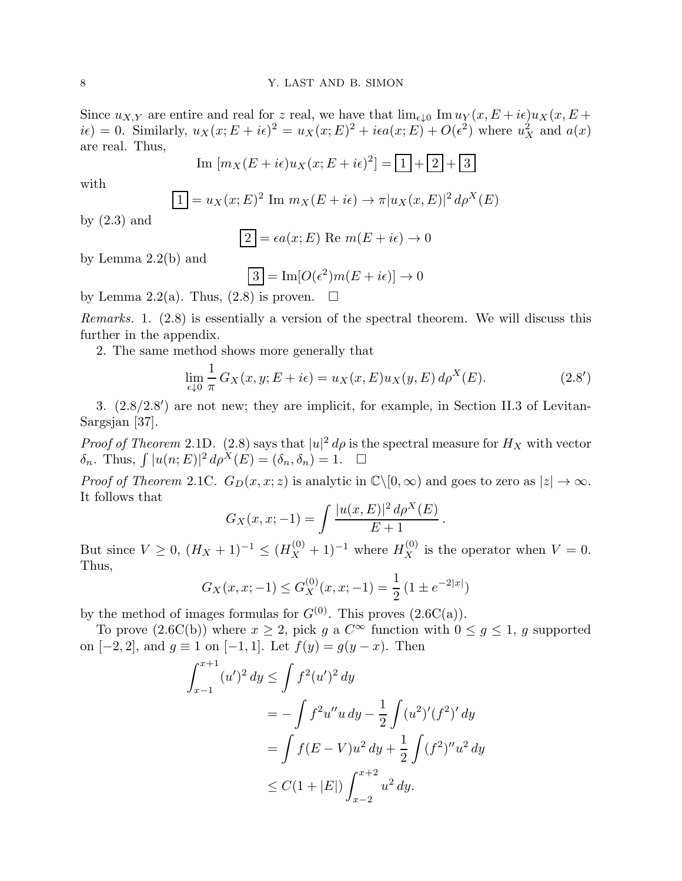Since $u_{X,Y}$ are entire and real for $z$ real, we have that $\lim_{\epsilon\downarrow 0} \operatorname{Im} u_Y(x, E+i\epsilon)u_X(x, E+i\epsilon) = 0$. Similarly, $u_X(x; E+i\epsilon)^2 = u_X(x;E)^2 + i\epsilon a(x;E) + O(\epsilon^2)$ where $u_X^2$ and $a(x)$ are real. Thus,

$$\operatorname{Im}\,[m_X(E+i\epsilon)u_X(x;E+i\epsilon)^2] = \boxed{1} + \boxed{2} + \boxed{3}$$

with

$$\boxed{1} = u_X(x;E)^2 \operatorname{Im}\, m_X(E+i\epsilon) \to \pi |u_X(x,E)|^2\, d\rho^X(E)$$

by (2.3) and

$$\boxed{2} = \epsilon a(x;E) \operatorname{Re}\, m(E+i\epsilon) \to 0$$

by Lemma 2.2(b) and

$$\boxed{3} = \operatorname{Im}[O(\epsilon^2) m(E+i\epsilon)] \to 0$$

by Lemma 2.2(a). Thus, (2.8) is proven. $\square$

*Remarks.* 1. (2.8) is essentially a version of the spectral theorem. We will discuss this further in the appendix.

2. The same method shows more generally that

$$\lim_{\epsilon\downarrow 0} \frac{1}{\pi}\, G_X(x,y;E+i\epsilon) = u_X(x,E)u_X(y,E)\, d\rho^X(E). \tag{2.8$'$}$$

3. (2.8/2.8$'$) are not new; they are implicit, for example, in Section II.3 of Levitan-Sargsjan [37].

*Proof of Theorem* 2.1D. (2.8) says that $|u|^2\, d\rho$ is the spectral measure for $H_X$ with vector $\delta_n$. Thus, $\int |u(n;E)|^2\, d\rho^X(E) = (\delta_n, \delta_n) = 1$. $\square$

*Proof of Theorem* 2.1C. $G_D(x,x;z)$ is analytic in $\mathbb{C}\backslash[0,\infty)$ and goes to zero as $|z|\to\infty$. It follows that

$$G_X(x,x;-1) = \int \frac{|u(x,E)|^2\, d\rho^X(E)}{E+1}\,.$$

But since $V \geq 0$, $(H_X+1)^{-1} \leq (H_X^{(0)}+1)^{-1}$ where $H_X^{(0)}$ is the operator when $V=0$. Thus,

$$G_X(x,x;-1) \leq G_X^{(0)}(x,x;-1) = \frac{1}{2}\,(1 \pm e^{-2|x|})$$

by the method of images formulas for $G^{(0)}$. This proves (2.6C(a)).

To prove (2.6C(b)) where $x \geq 2$, pick $g$ a $C^\infty$ function with $0 \leq g \leq 1$, $g$ supported on $[-2,2]$, and $g \equiv 1$ on $[-1,1]$. Let $f(y) = g(y-x)$. Then

$$\begin{aligned}
\int_{x-1}^{x+1} (u')^2\, dy &\leq \int f^2 (u')^2\, dy \\
&= -\int f^2 u'' u\, dy - \frac{1}{2}\int (u^2)'(f^2)'\, dy \\
&= \int f(E-V)u^2\, dy + \frac{1}{2}\int (f^2)'' u^2\, dy \\
&\leq C(1+|E|)\int_{x-2}^{x+2} u^2\, dy.
\end{aligned}$$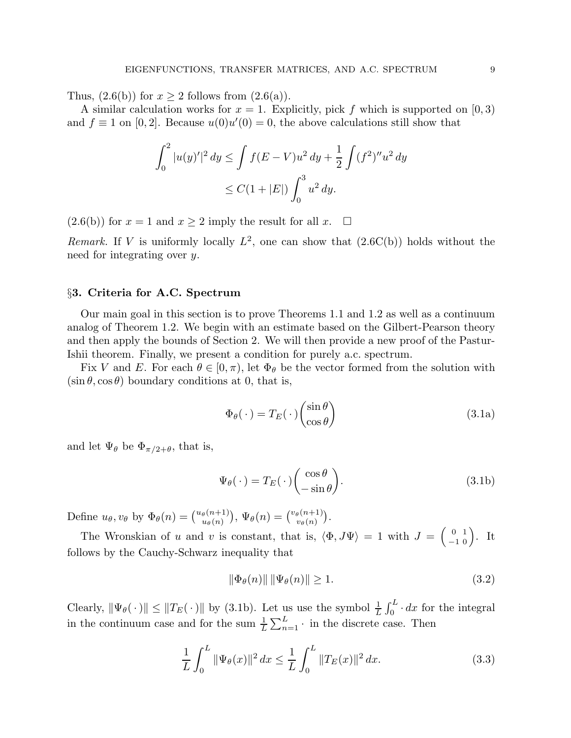Thus, (2.6(b)) for $x \geq 2$ follows from (2.6(a)).

A similar calculation works for $x = 1$. Explicitly, pick $f$ which is supported on $[0, 3)$ and $f \equiv 1$ on $[0, 2]$. Because $u(0)u'(0) = 0$, the above calculations still show that

$$\begin{aligned}
\int_0^2 |u(y)'|^2 \, dy &\leq \int f(E - V)u^2 \, dy + \frac{1}{2} \int (f^2)'' u^2 \, dy \\
&\leq C(1 + |E|) \int_0^3 u^2 \, dy.
\end{aligned}$$

(2.6(b)) for $x = 1$ and $x \geq 2$ imply the result for all $x$. $\square$

*Remark.* If $V$ is uniformly locally $L^2$, one can show that (2.6C(b)) holds without the need for integrating over $y$.

## §3. Criteria for A.C. Spectrum

Our main goal in this section is to prove Theorems 1.1 and 1.2 as well as a continuum analog of Theorem 1.2. We begin with an estimate based on the Gilbert-Pearson theory and then apply the bounds of Section 2. We will then provide a new proof of the Pastur-Ishii theorem. Finally, we present a condition for purely a.c. spectrum.

Fix $V$ and $E$. For each $\theta \in [0, \pi)$, let $\Phi_\theta$ be the vector formed from the solution with $(\sin\theta, \cos\theta)$ boundary conditions at 0, that is,

$$\Phi_\theta(\,\cdot\,) = T_E(\,\cdot\,)\begin{pmatrix} \sin\theta \\ \cos\theta \end{pmatrix} \tag{3.1a}$$

and let $\Psi_\theta$ be $\Phi_{\pi/2+\theta}$, that is,

$$\Psi_\theta(\,\cdot\,) = T_E(\,\cdot\,)\begin{pmatrix} \cos\theta \\ -\sin\theta \end{pmatrix}. \tag{3.1b}$$

Define $u_\theta, v_\theta$ by $\Phi_\theta(n) = \binom{u_\theta(n+1)}{u_\theta(n)}$, $\Psi_\theta(n) = \binom{v_\theta(n+1)}{v_\theta(n)}$.

The Wronskian of $u$ and $v$ is constant, that is, $\langle \Phi, J\Psi \rangle = 1$ with $J = \begin{pmatrix} 0 & 1 \\ -1 & 0 \end{pmatrix}$. It follows by the Cauchy-Schwarz inequality that

$$\|\Phi_\theta(n)\| \, \|\Psi_\theta(n)\| \geq 1. \tag{3.2}$$

Clearly, $\|\Psi_\theta(\,\cdot\,)\| \leq \|T_E(\,\cdot\,)\|$ by (3.1b). Let us use the symbol $\frac{1}{L}\int_0^L \cdot \, dx$ for the integral in the continuum case and for the sum $\frac{1}{L}\sum_{n=1}^L \cdot$ in the discrete case. Then

$$\frac{1}{L}\int_0^L \|\Psi_\theta(x)\|^2 \, dx \leq \frac{1}{L}\int_0^L \|T_E(x)\|^2 \, dx. \tag{3.3}$$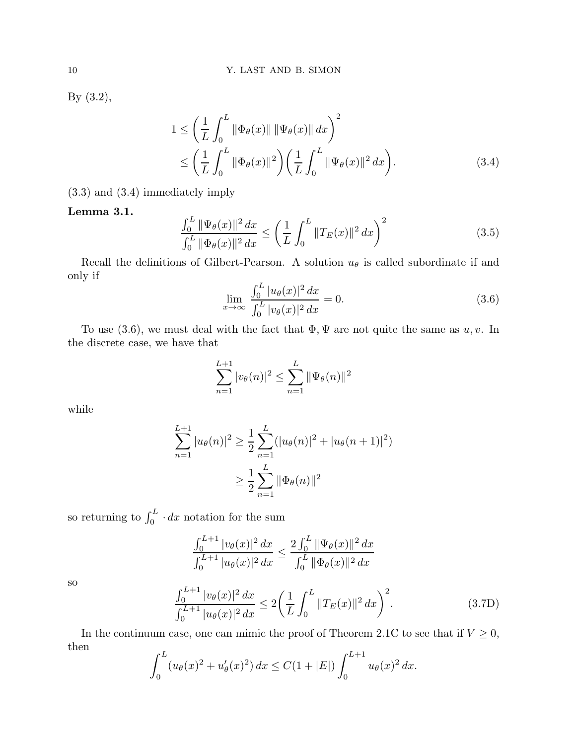By (3.2),

$$
\begin{aligned}
1 &\leq \left( \frac{1}{L} \int_0^L \|\Phi_\theta(x)\| \, \|\Psi_\theta(x)\| \, dx \right)^2 \\
&\leq \left( \frac{1}{L} \int_0^L \|\Phi_\theta(x)\|^2 \right) \left( \frac{1}{L} \int_0^L \|\Psi_\theta(x)\|^2 \, dx \right).
\end{aligned}
\tag{3.4}
$$

(3.3) and (3.4) immediately imply

**Lemma 3.1.**

$$
\frac{\int_0^L \|\Psi_\theta(x)\|^2 \, dx}{\int_0^L \|\Phi_\theta(x)\|^2 \, dx} \leq \left( \frac{1}{L} \int_0^L \|T_E(x)\|^2 \, dx \right)^2 \tag{3.5}
$$

Recall the definitions of Gilbert-Pearson. A solution $u_\theta$ is called subordinate if and only if

$$
\lim_{x \to \infty} \frac{\int_0^L |u_\theta(x)|^2 \, dx}{\int_0^L |v_\theta(x)|^2 \, dx} = 0. \tag{3.6}
$$

To use (3.6), we must deal with the fact that $\Phi, \Psi$ are not quite the same as $u, v$. In the discrete case, we have that

$$
\sum_{n=1}^{L+1} |v_\theta(n)|^2 \leq \sum_{n=1}^{L} \|\Psi_\theta(n)\|^2
$$

while

$$
\begin{aligned}
\sum_{n=1}^{L+1} |u_\theta(n)|^2 &\geq \frac{1}{2} \sum_{n=1}^{L} (|u_\theta(n)|^2 + |u_\theta(n+1)|^2) \\
&\geq \frac{1}{2} \sum_{n=1}^{L} \|\Phi_\theta(n)\|^2
\end{aligned}
$$

so returning to $\int_0^L \cdot \, dx$ notation for the sum

$$
\frac{\int_0^{L+1} |v_\theta(x)|^2 \, dx}{\int_0^{L+1} |u_\theta(x)|^2 \, dx} \leq \frac{2 \int_0^L \|\Psi_\theta(x)\|^2 \, dx}{\int_0^L \|\Phi_\theta(x)\|^2 \, dx}
$$

so

$$
\frac{\int_0^{L+1} |v_\theta(x)|^2 \, dx}{\int_0^{L+1} |u_\theta(x)|^2 \, dx} \leq 2 \left( \frac{1}{L} \int_0^L \|T_E(x)\|^2 \, dx \right)^2. \tag{3.7D}
$$

In the continuum case, one can mimic the proof of Theorem 2.1C to see that if $V \geq 0$, then

$$
\int_0^L (u_\theta(x)^2 + u_\theta'(x)^2) \, dx \leq C(1 + |E|) \int_0^{L+1} u_\theta(x)^2 \, dx.
$$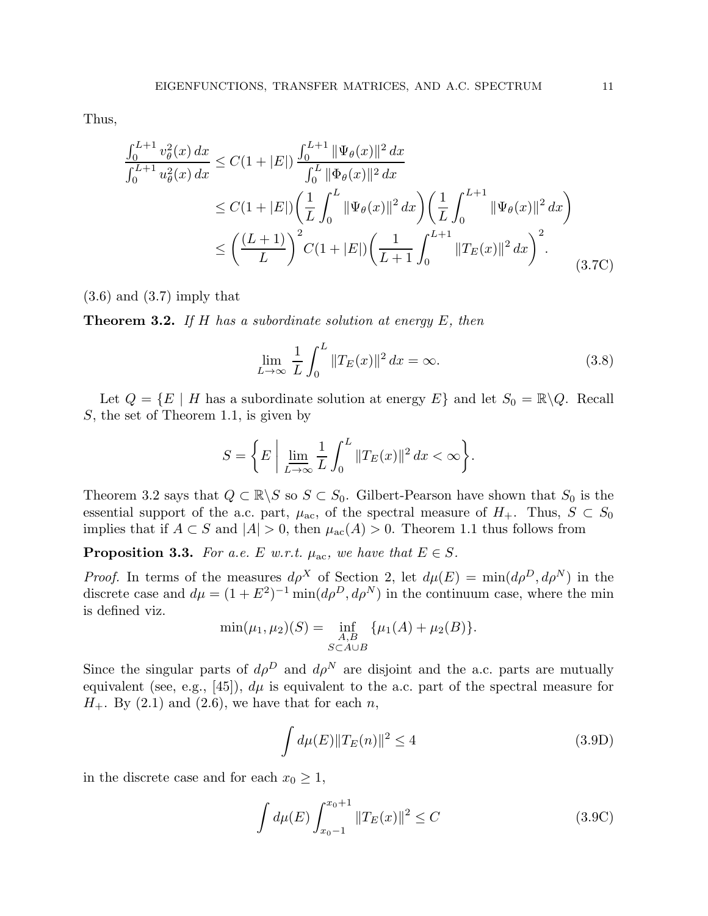Thus,

$$
\begin{aligned}
\frac{\int_0^{L+1} v_\theta^2(x)\,dx}{\int_0^{L+1} u_\theta^2(x)\,dx} &\le C(1+|E|)\,\frac{\int_0^{L+1} \|\Psi_\theta(x)\|^2\,dx}{\int_0^{L} \|\Phi_\theta(x)\|^2\,dx} \\
&\le C(1+|E|)\biggl(\frac{1}{L}\int_0^L \|\Psi_\theta(x)\|^2\,dx\biggr)\biggl(\frac{1}{L}\int_0^{L+1} \|\Psi_\theta(x)\|^2\,dx\biggr) \\
&\le \biggl(\frac{(L+1)}{L}\biggr)^2 C(1+|E|)\biggl(\frac{1}{L+1}\int_0^{L+1} \|T_E(x)\|^2\,dx\biggr)^2.
\end{aligned} \tag{3.7C}
$$

(3.6) and (3.7) imply that

**Theorem 3.2.** *If $H$ has a subordinate solution at energy $E$, then*

$$
\lim_{L\to\infty} \frac{1}{L}\int_0^L \|T_E(x)\|^2\,dx = \infty. \tag{3.8}
$$

Let $Q = \{E \mid H \text{ has a subordinate solution at energy } E\}$ and let $S_0 = \mathbb{R}\backslash Q$. Recall $S$, the set of Theorem 1.1, is given by

$$
S = \biggl\{ E \;\biggl|\; \varliminf_{L\to\infty} \frac{1}{L}\int_0^L \|T_E(x)\|^2\,dx < \infty \biggr\}.
$$

Theorem 3.2 says that $Q \subset \mathbb{R}\backslash S$ so $S \subset S_0$. Gilbert-Pearson have shown that $S_0$ is the essential support of the a.c. part, $\mu_{\text{ac}}$, of the spectral measure of $H_+$. Thus, $S \subset S_0$ implies that if $A \subset S$ and $|A| > 0$, then $\mu_{\text{ac}}(A) > 0$. Theorem 1.1 thus follows from

**Proposition 3.3.** *For a.e. $E$ w.r.t. $\mu_{\text{ac}}$, we have that $E \in S$.*

*Proof.* In terms of the measures $d\rho^X$ of Section 2, let $d\mu(E) = \min(d\rho^D, d\rho^N)$ in the discrete case and $d\mu = (1+E^2)^{-1}\min(d\rho^D, d\rho^N)$ in the continuum case, where the min is defined viz.

$$
\min(\mu_1,\mu_2)(S) = \inf_{\substack{A,B \\ S\subset A\cup B}} \{\mu_1(A) + \mu_2(B)\}.
$$

Since the singular parts of $d\rho^D$ and $d\rho^N$ are disjoint and the a.c. parts are mutually equivalent (see, e.g., [45]), $d\mu$ is equivalent to the a.c. part of the spectral measure for $H_+$. By (2.1) and (2.6), we have that for each $n$,

$$
\int d\mu(E)\|T_E(n)\|^2 \le 4 \tag{3.9D}
$$

in the discrete case and for each $x_0 \ge 1$,

$$
\int d\mu(E) \int_{x_0-1}^{x_0+1} \|T_E(x)\|^2 \le C \tag{3.9C}
$$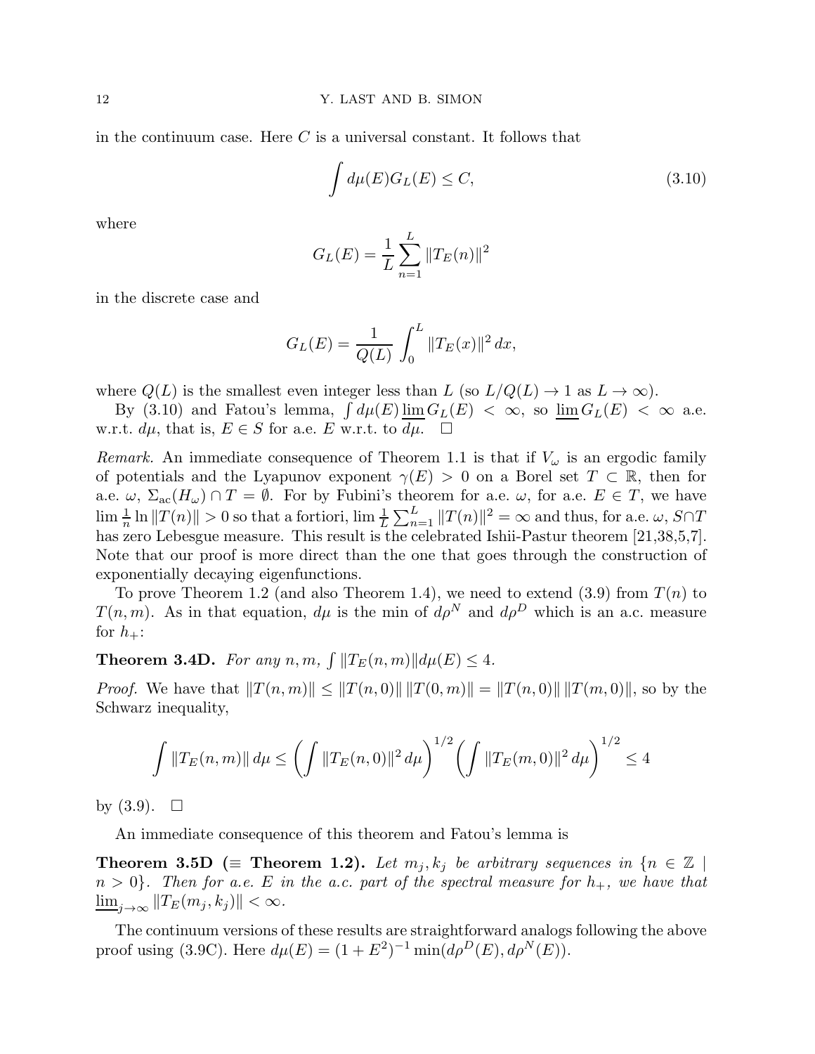in the continuum case. Here $C$ is a universal constant. It follows that

$$\int d\mu(E) G_L(E) \leq C, \tag{3.10}$$

where

$$G_L(E) = \frac{1}{L} \sum_{n=1}^{L} \|T_E(n)\|^2$$

in the discrete case and

$$G_L(E) = \frac{1}{Q(L)} \int_0^L \|T_E(x)\|^2 \, dx,$$

where $Q(L)$ is the smallest even integer less than $L$ (so $L/Q(L) \to 1$ as $L \to \infty$).

By (3.10) and Fatou's lemma, $\int d\mu(E) \, \underline{\lim}\, G_L(E) < \infty$, so $\underline{\lim}\, G_L(E) < \infty$ a.e. w.r.t. $d\mu$, that is, $E \in S$ for a.e. $E$ w.r.t. to $d\mu$. $\square$

*Remark.* An immediate consequence of Theorem 1.1 is that if $V_\omega$ is an ergodic family of potentials and the Lyapunov exponent $\gamma(E) > 0$ on a Borel set $T \subset \mathbb{R}$, then for a.e. $\omega$, $\Sigma_{\rm ac}(H_\omega) \cap T = \emptyset$. For by Fubini's theorem for a.e. $\omega$, for a.e. $E \in T$, we have $\lim \frac{1}{n} \ln \|T(n)\| > 0$ so that a fortiori, $\lim \frac{1}{L} \sum_{n=1}^{L} \|T(n)\|^2 = \infty$ and thus, for a.e. $\omega$, $S \cap T$ has zero Lebesgue measure. This result is the celebrated Ishii-Pastur theorem [21,38,5,7]. Note that our proof is more direct than the one that goes through the construction of exponentially decaying eigenfunctions.

To prove Theorem 1.2 (and also Theorem 1.4), we need to extend (3.9) from $T(n)$ to $T(n,m)$. As in that equation, $d\mu$ is the min of $d\rho^N$ and $d\rho^D$ which is an a.c. measure for $h_+$:

**Theorem 3.4D.** *For any $n, m$, $\int \|T_E(n,m)\| d\mu(E) \leq 4$.*

*Proof.* We have that $\|T(n,m)\| \leq \|T(n,0)\| \, \|T(0,m)\| = \|T(n,0)\| \, \|T(m,0)\|$, so by the Schwarz inequality,

$$\int \|T_E(n,m)\| \, d\mu \leq \left( \int \|T_E(n,0)\|^2 \, d\mu \right)^{1/2} \left( \int \|T_E(m,0)\|^2 \, d\mu \right)^{1/2} \leq 4$$

by (3.9). $\square$

An immediate consequence of this theorem and Fatou's lemma is

**Theorem 3.5D ($\equiv$ Theorem 1.2).** *Let $m_j, k_j$ be arbitrary sequences in $\{n \in \mathbb{Z} \mid n > 0\}$. Then for a.e. $E$ in the a.c. part of the spectral measure for $h_+$, we have that $\underline{\lim}_{j \to \infty} \|T_E(m_j, k_j)\| < \infty$.*

The continuum versions of these results are straightforward analogs following the above proof using (3.9C). Here $d\mu(E) = (1 + E^2)^{-1} \min(d\rho^D(E), d\rho^N(E))$.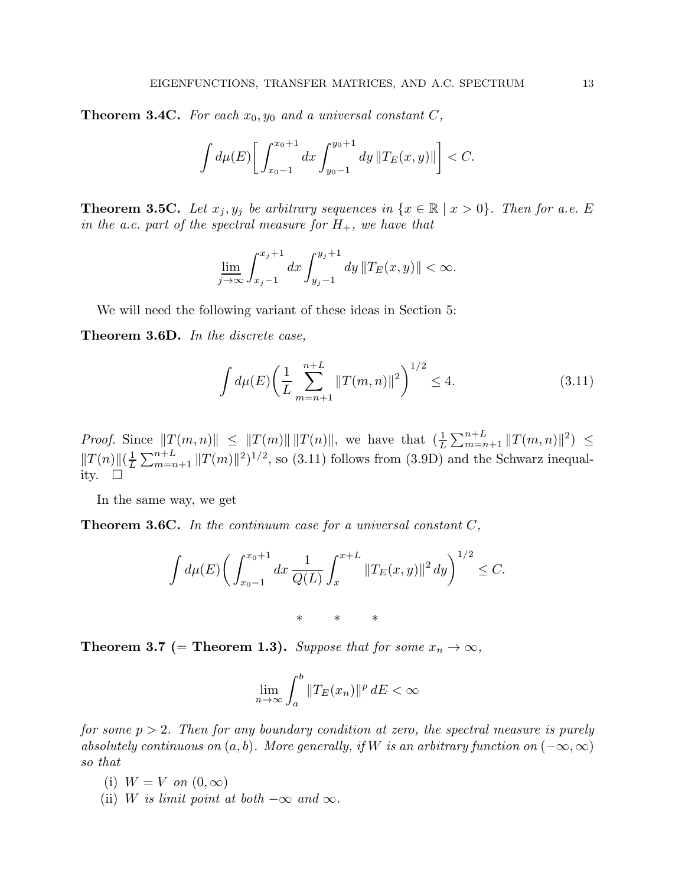**Theorem 3.4C.** *For each $x_0, y_0$ and a universal constant $C$,*

$$\int d\mu(E)\bigg[\int_{x_0-1}^{x_0+1} dx \int_{y_0-1}^{y_0+1} dy\, \|T_E(x,y)\|\bigg] < C.$$

**Theorem 3.5C.** *Let $x_j, y_j$ be arbitrary sequences in $\{x \in \mathbb{R} \mid x > 0\}$. Then for a.e. $E$ in the a.c. part of the spectral measure for $H_+$, we have that*

$$\varliminf_{j\to\infty} \int_{x_j-1}^{x_j+1} dx \int_{y_j-1}^{y_j+1} dy\, \|T_E(x,y)\| < \infty.$$

We will need the following variant of these ideas in Section 5:

**Theorem 3.6D.** *In the discrete case,*

$$\int d\mu(E)\bigg(\frac{1}{L}\sum_{m=n+1}^{n+L} \|T(m,n)\|^2\bigg)^{1/2} \leq 4. \tag{3.11}$$

*Proof.* Since $\|T(m,n)\| \leq \|T(m)\|\,\|T(n)\|$, we have that $(\frac{1}{L}\sum_{m=n+1}^{n+L}\|T(m,n)\|^2) \leq \|T(n)\|(\frac{1}{L}\sum_{m=n+1}^{n+L}\|T(m)\|^2)^{1/2}$, so (3.11) follows from (3.9D) and the Schwarz inequality. $\square$

In the same way, we get

**Theorem 3.6C.** *In the continuum case for a universal constant $C$,*

$$\int d\mu(E)\bigg(\int_{x_0-1}^{x_0+1} dx\, \frac{1}{Q(L)}\int_x^{x+L} \|T_E(x,y)\|^2\, dy\bigg)^{1/2} \leq C.$$

\* \* \*

**Theorem 3.7 (= Theorem 1.3).** *Suppose that for some $x_n \to \infty$,*

$$\lim_{n\to\infty} \int_a^b \|T_E(x_n)\|^p\, dE < \infty$$

*for some $p > 2$. Then for any boundary condition at zero, the spectral measure is purely absolutely continuous on $(a,b)$. More generally, if $W$ is an arbitrary function on $(-\infty,\infty)$ so that*

(i) $W = V$ *on* $(0,\infty)$
(ii) $W$ *is limit point at both* $-\infty$ *and* $\infty$.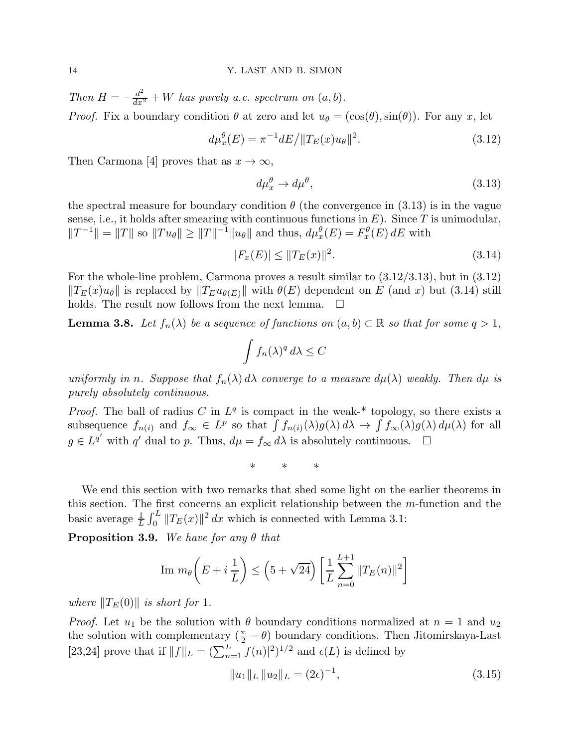*Then* $H = -\frac{d^2}{dx^2} + W$ *has purely a.c. spectrum on* $(a, b)$.

*Proof.* Fix a boundary condition $\theta$ at zero and let $u_\theta = (\cos(\theta), \sin(\theta))$. For any $x$, let

$$d\mu_x^\theta(E) = \pi^{-1} dE / \|T_E(x) u_\theta\|^2. \tag{3.12}$$

Then Carmona [4] proves that as $x \to \infty$,

$$d\mu_x^\theta \to d\mu^\theta, \tag{3.13}$$

the spectral measure for boundary condition $\theta$ (the convergence in (3.13) is in the vague sense, i.e., it holds after smearing with continuous functions in $E$). Since $T$ is unimodular, $\|T^{-1}\| = \|T\|$ so $\|T u_\theta\| \geq \|T\|^{-1} \|u_\theta\|$ and thus, $d\mu_x^\theta(E) = F_x^\theta(E)\, dE$ with

$$|F_x(E)| \leq \|T_E(x)\|^2. \tag{3.14}$$

For the whole-line problem, Carmona proves a result similar to (3.12/3.13), but in (3.12) $\|T_E(x) u_\theta\|$ is replaced by $\|T_E u_{\theta(E)}\|$ with $\theta(E)$ dependent on $E$ (and $x$) but (3.14) still holds. The result now follows from the next lemma. $\square$

**Lemma 3.8.** *Let* $f_n(\lambda)$ *be a sequence of functions on* $(a, b) \subset \mathbb{R}$ *so that for some* $q > 1$,

$$\int f_n(\lambda)^q \, d\lambda \leq C$$

*uniformly in* $n$. *Suppose that* $f_n(\lambda)\, d\lambda$ *converge to a measure* $d\mu(\lambda)$ *weakly. Then* $d\mu$ *is purely absolutely continuous.*

*Proof.* The ball of radius $C$ in $L^q$ is compact in the weak-* topology, so there exists a subsequence $f_{n(i)}$ and $f_\infty \in L^p$ so that $\int f_{n(i)}(\lambda) g(\lambda)\, d\lambda \to \int f_\infty(\lambda) g(\lambda)\, d\mu(\lambda)$ for all $g \in L^{q'}$ with $q'$ dual to $p$. Thus, $d\mu = f_\infty\, d\lambda$ is absolutely continuous. $\square$

\* \* \*

We end this section with two remarks that shed some light on the earlier theorems in this section. The first concerns an explicit relationship between the $m$-function and the basic average $\frac{1}{L} \int_0^L \|T_E(x)\|^2 \, dx$ which is connected with Lemma 3.1:

**Proposition 3.9.** *We have for any* $\theta$ *that*

$$\operatorname{Im}\, m_\theta\!\left(E + i\,\frac{1}{L}\right) \leq \left(5 + \sqrt{24}\right) \left[\frac{1}{L} \sum_{n=0}^{L+1} \|T_E(n)\|^2\right]$$

*where* $\|T_E(0)\|$ *is short for* 1.

*Proof.* Let $u_1$ be the solution with $\theta$ boundary conditions normalized at $n = 1$ and $u_2$ the solution with complementary $(\frac{\pi}{2} - \theta)$ boundary conditions. Then Jitomirskaya-Last [23,24] prove that if $\|f\|_L = (\sum_{n=1}^L f(n)|^2)^{1/2}$ and $\epsilon(L)$ is defined by

$$\|u_1\|_L \, \|u_2\|_L = (2\epsilon)^{-1}, \tag{3.15}$$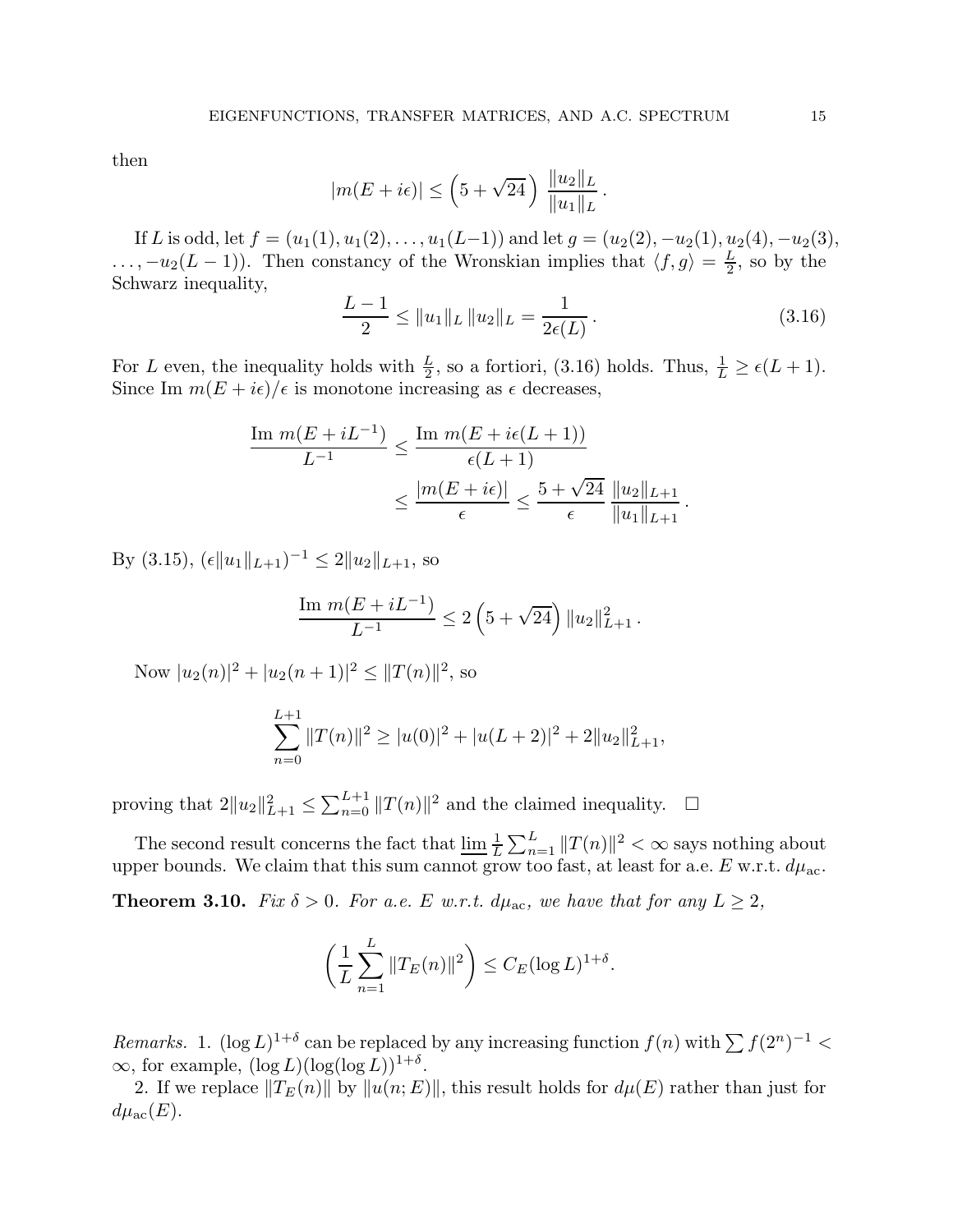then

$$|m(E+i\epsilon)| \leq \left(5+\sqrt{24}\right) \frac{\|u_2\|_L}{\|u_1\|_L}.$$

If $L$ is odd, let $f = (u_1(1), u_1(2), \dots, u_1(L{-}1))$ and let $g = (u_2(2), -u_2(1), u_2(4), -u_2(3), \dots, -u_2(L-1))$. Then constancy of the Wronskian implies that $\langle f, g\rangle = \frac{L}{2}$, so by the Schwarz inequality,

$$\frac{L-1}{2} \leq \|u_1\|_L \, \|u_2\|_L = \frac{1}{2\epsilon(L)}. \tag{3.16}$$

For $L$ even, the inequality holds with $\frac{L}{2}$, so a fortiori, (3.16) holds. Thus, $\frac{1}{L} \geq \epsilon(L+1)$. Since Im $m(E+i\epsilon)/\epsilon$ is monotone increasing as $\epsilon$ decreases,

$$\begin{aligned}
\frac{\text{Im } m(E+iL^{-1})}{L^{-1}} &\leq \frac{\text{Im } m(E+i\epsilon(L+1))}{\epsilon(L+1)} \\
&\leq \frac{|m(E+i\epsilon)|}{\epsilon} \leq \frac{5+\sqrt{24}}{\epsilon} \frac{\|u_2\|_{L+1}}{\|u_1\|_{L+1}}.
\end{aligned}$$

By (3.15), $(\epsilon \|u_1\|_{L+1})^{-1} \leq 2\|u_2\|_{L+1}$, so

$$\frac{\text{Im } m(E+iL^{-1})}{L^{-1}} \leq 2\left(5+\sqrt{24}\right) \|u_2\|_{L+1}^2.$$

Now $|u_2(n)|^2 + |u_2(n+1)|^2 \leq \|T(n)\|^2$, so

$$\sum_{n=0}^{L+1} \|T(n)\|^2 \geq |u(0)|^2 + |u(L+2)|^2 + 2\|u_2\|_{L+1}^2,$$

proving that $2\|u_2\|_{L+1}^2 \leq \sum_{n=0}^{L+1} \|T(n)\|^2$ and the claimed inequality. □

The second result concerns the fact that $\underline{\lim} \frac{1}{L}\sum_{n=1}^{L} \|T(n)\|^2 < \infty$ says nothing about upper bounds. We claim that this sum cannot grow too fast, at least for a.e. $E$ w.r.t. $d\mu_{\text{ac}}$.

**Theorem 3.10.** *Fix $\delta > 0$. For a.e. $E$ w.r.t. $d\mu_{\text{ac}}$, we have that for any $L \geq 2$,*

$$\left(\frac{1}{L}\sum_{n=1}^{L} \|T_E(n)\|^2\right) \leq C_E (\log L)^{1+\delta}.$$

*Remarks.* 1. $(\log L)^{1+\delta}$ can be replaced by any increasing function $f(n)$ with $\sum f(2^n)^{-1} < \infty$, for example, $(\log L)(\log(\log L))^{1+\delta}$.

2. If we replace $\|T_E(n)\|$ by $\|u(n;E)\|$, this result holds for $d\mu(E)$ rather than just for $d\mu_{\text{ac}}(E)$.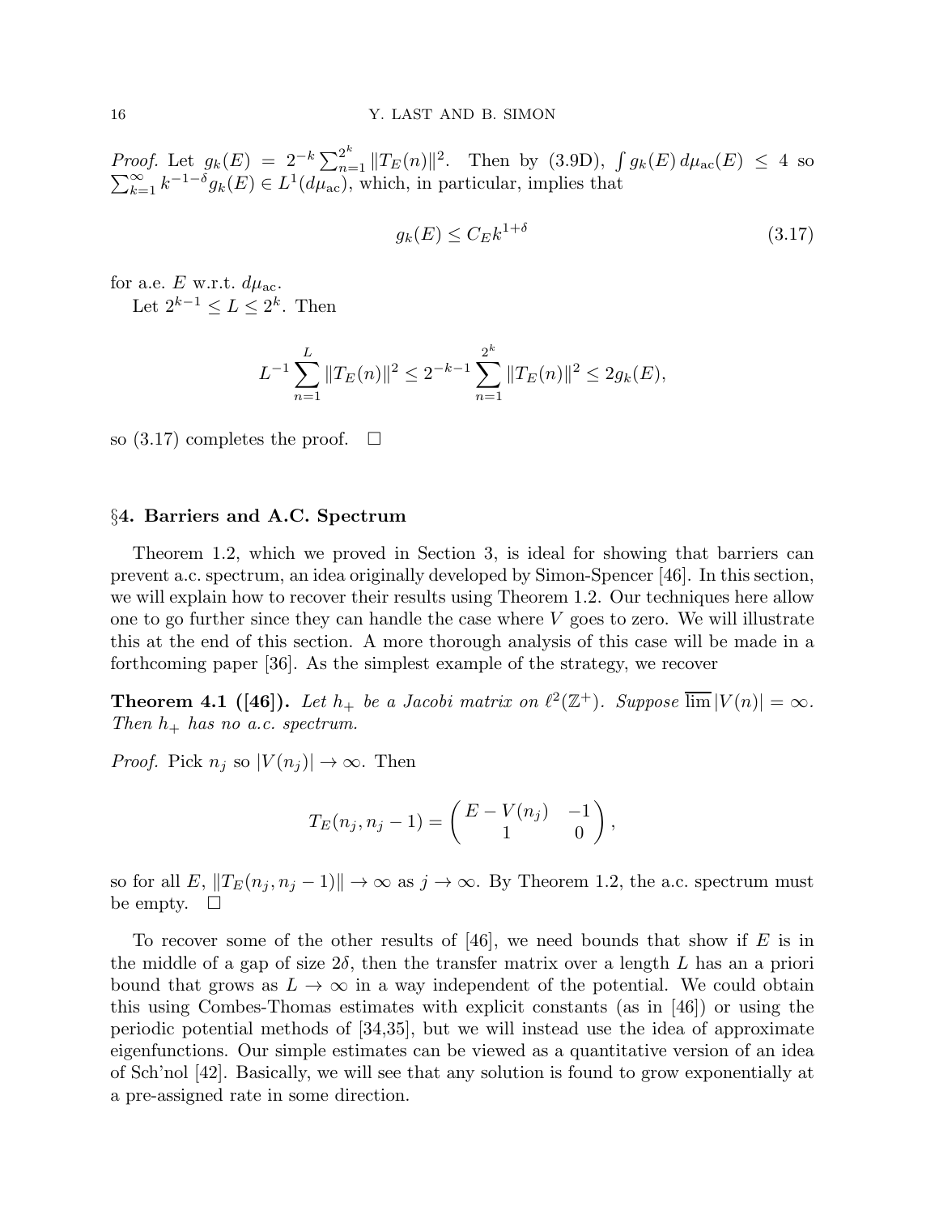*Proof.* Let $g_k(E) = 2^{-k} \sum_{n=1}^{2^k} \|T_E(n)\|^2$. Then by (3.9D), $\int g_k(E)\, d\mu_{\text{ac}}(E) \leq 4$ so $\sum_{k=1}^\infty k^{-1-\delta} g_k(E) \in L^1(d\mu_{\text{ac}})$, which, in particular, implies that

$$g_k(E) \leq C_E k^{1+\delta} \tag{3.17}$$

for a.e. $E$ w.r.t. $d\mu_{\text{ac}}$.

Let $2^{k-1} \leq L \leq 2^k$. Then

$$L^{-1} \sum_{n=1}^{L} \|T_E(n)\|^2 \leq 2^{-k-1} \sum_{n=1}^{2^k} \|T_E(n)\|^2 \leq 2g_k(E),$$

so (3.17) completes the proof. $\square$

## §4. Barriers and A.C. Spectrum

Theorem 1.2, which we proved in Section 3, is ideal for showing that barriers can prevent a.c. spectrum, an idea originally developed by Simon-Spencer [46]. In this section, we will explain how to recover their results using Theorem 1.2. Our techniques here allow one to go further since they can handle the case where $V$ goes to zero. We will illustrate this at the end of this section. A more thorough analysis of this case will be made in a forthcoming paper [36]. As the simplest example of the strategy, we recover

**Theorem 4.1 ([46]).** *Let $h_+$ be a Jacobi matrix on $\ell^2(\mathbb{Z}^+)$. Suppose $\overline{\lim}\, |V(n)| = \infty$. Then $h_+$ has no a.c. spectrum.*

*Proof.* Pick $n_j$ so $|V(n_j)| \to \infty$. Then

$$T_E(n_j, n_j - 1) = \begin{pmatrix} E - V(n_j) & -1 \\ 1 & 0 \end{pmatrix},$$

so for all $E$, $\|T_E(n_j, n_j - 1)\| \to \infty$ as $j \to \infty$. By Theorem 1.2, the a.c. spectrum must be empty. $\square$

To recover some of the other results of [46], we need bounds that show if $E$ is in the middle of a gap of size $2\delta$, then the transfer matrix over a length $L$ has an a priori bound that grows as $L \to \infty$ in a way independent of the potential. We could obtain this using Combes-Thomas estimates with explicit constants (as in [46]) or using the periodic potential methods of [34,35], but we will instead use the idea of approximate eigenfunctions. Our simple estimates can be viewed as a quantitative version of an idea of Sch'nol [42]. Basically, we will see that any solution is found to grow exponentially at a pre-assigned rate in some direction.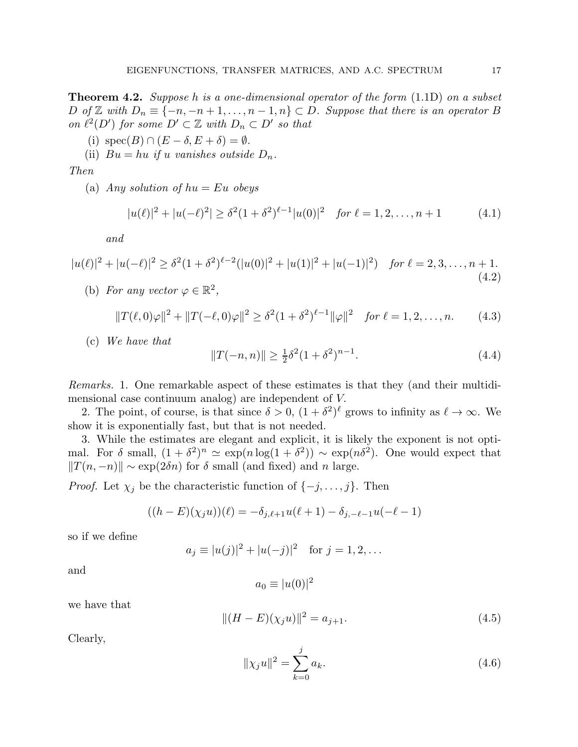**Theorem 4.2.** *Suppose $h$ is a one-dimensional operator of the form* (1.1D) *on a subset $D$ of $\mathbb{Z}$ with $D_n \equiv \{-n, -n+1, \dots, n-1, n\} \subset D$. Suppose that there is an operator $B$ on $\ell^2(D')$ for some $D' \subset \mathbb{Z}$ with $D_n \subset D'$ so that*

(i) $\operatorname{spec}(B) \cap (E-\delta, E+\delta) = \emptyset$.

(ii) *$Bu = hu$ if $u$ vanishes outside $D_n$.*

*Then*

(a) *Any solution of $hu = Eu$ obeys*

$$|u(\ell)|^2 + |u(-\ell)^2| \geq \delta^2 (1+\delta^2)^{\ell-1} |u(0)|^2 \quad \text{for } \ell = 1, 2, \dots, n+1 \tag{4.1}$$

*and*

$$|u(\ell)|^2 + |u(-\ell)|^2 \geq \delta^2 (1+\delta^2)^{\ell-2} (|u(0)|^2 + |u(1)|^2 + |u(-1)|^2) \quad \text{for } \ell = 2, 3, \dots, n+1. \tag{4.2}$$

(b) *For any vector $\varphi \in \mathbb{R}^2$,*

$$\|T(\ell,0)\varphi\|^2 + \|T(-\ell,0)\varphi\|^2 \geq \delta^2 (1+\delta^2)^{\ell-1} \|\varphi\|^2 \quad \text{for } \ell = 1, 2, \dots, n. \tag{4.3}$$

(c) *We have that*

$$\|T(-n,n)\| \geq \tfrac{1}{2} \delta^2 (1+\delta^2)^{n-1}. \tag{4.4}$$

*Remarks.* 1. One remarkable aspect of these estimates is that they (and their multidimensional case continuum analog) are independent of $V$.

2. The point, of course, is that since $\delta > 0$, $(1+\delta^2)^\ell$ grows to infinity as $\ell \to \infty$. We show it is exponentially fast, but that is not needed.

3. While the estimates are elegant and explicit, it is likely the exponent is not optimal. For $\delta$ small, $(1+\delta^2)^n \simeq \exp(n \log(1+\delta^2)) \sim \exp(n\delta^2)$. One would expect that $\|T(n,-n)\| \sim \exp(2\delta n)$ for $\delta$ small (and fixed) and $n$ large.

*Proof.* Let $\chi_j$ be the characteristic function of $\{-j, \dots, j\}$. Then

$$((h-E)(\chi_j u))(\ell) = -\delta_{j,\ell+1} u(\ell+1) - \delta_{j,-\ell-1} u(-\ell-1)$$

so if we define

$$a_j \equiv |u(j)|^2 + |u(-j)|^2 \quad \text{for } j = 1, 2, \dots$$

and

$$a_0 \equiv |u(0)|^2$$

we have that

$$\|(H-E)(\chi_j u)\|^2 = a_{j+1}. \tag{4.5}$$

Clearly,

$$\|\chi_j u\|^2 = \sum_{k=0}^{j} a_k. \tag{4.6}$$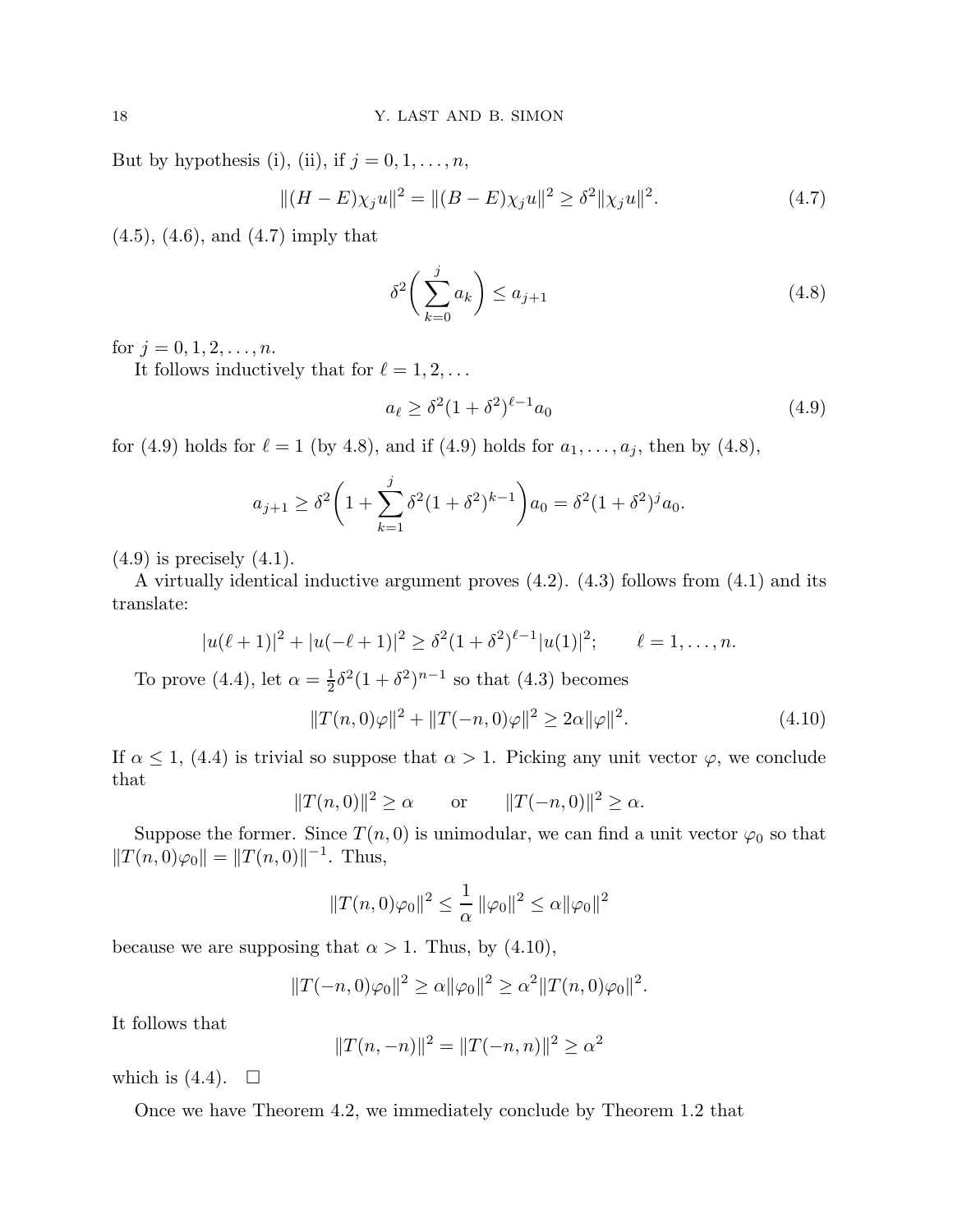But by hypothesis (i), (ii), if $j = 0, 1, \dots, n$,

$$\|(H - E)\chi_j u\|^2 = \|(B - E)\chi_j u\|^2 \geq \delta^2 \|\chi_j u\|^2. \tag{4.7}$$

(4.5), (4.6), and (4.7) imply that

$$\delta^2 \biggl( \sum_{k=0}^{j} a_k \biggr) \leq a_{j+1} \tag{4.8}$$

for $j = 0, 1, 2, \dots, n$.

It follows inductively that for $\ell = 1, 2, \dots$

$$a_\ell \geq \delta^2 (1 + \delta^2)^{\ell - 1} a_0 \tag{4.9}$$

for (4.9) holds for $\ell = 1$ (by 4.8), and if (4.9) holds for $a_1, \dots, a_j$, then by (4.8),

$$a_{j+1} \geq \delta^2 \biggl( 1 + \sum_{k=1}^{j} \delta^2 (1 + \delta^2)^{k-1} \biggr) a_0 = \delta^2 (1 + \delta^2)^j a_0.$$

(4.9) is precisely (4.1).

A virtually identical inductive argument proves (4.2). (4.3) follows from (4.1) and its translate:

$$|u(\ell + 1)|^2 + |u(-\ell + 1)|^2 \geq \delta^2 (1 + \delta^2)^{\ell - 1} |u(1)|^2; \qquad \ell = 1, \dots, n.$$

To prove (4.4), let $\alpha = \frac{1}{2} \delta^2 (1 + \delta^2)^{n-1}$ so that (4.3) becomes

$$\|T(n, 0)\varphi\|^2 + \|T(-n, 0)\varphi\|^2 \geq 2\alpha \|\varphi\|^2. \tag{4.10}$$

If $\alpha \leq 1$, (4.4) is trivial so suppose that $\alpha > 1$. Picking any unit vector $\varphi$, we conclude that

$$\|T(n, 0)\|^2 \geq \alpha \qquad \text{or} \qquad \|T(-n, 0)\|^2 \geq \alpha.$$

Suppose the former. Since $T(n, 0)$ is unimodular, we can find a unit vector $\varphi_0$ so that $\|T(n, 0)\varphi_0\| = \|T(n, 0)\|^{-1}$. Thus,

$$\|T(n, 0)\varphi_0\|^2 \leq \frac{1}{\alpha} \|\varphi_0\|^2 \leq \alpha \|\varphi_0\|^2$$

because we are supposing that $\alpha > 1$. Thus, by (4.10),

$$\|T(-n, 0)\varphi_0\|^2 \geq \alpha \|\varphi_0\|^2 \geq \alpha^2 \|T(n, 0)\varphi_0\|^2.$$

It follows that

$$\|T(n, -n)\|^2 = \|T(-n, n)\|^2 \geq \alpha^2$$

which is (4.4). $\square$

Once we have Theorem 4.2, we immediately conclude by Theorem 1.2 that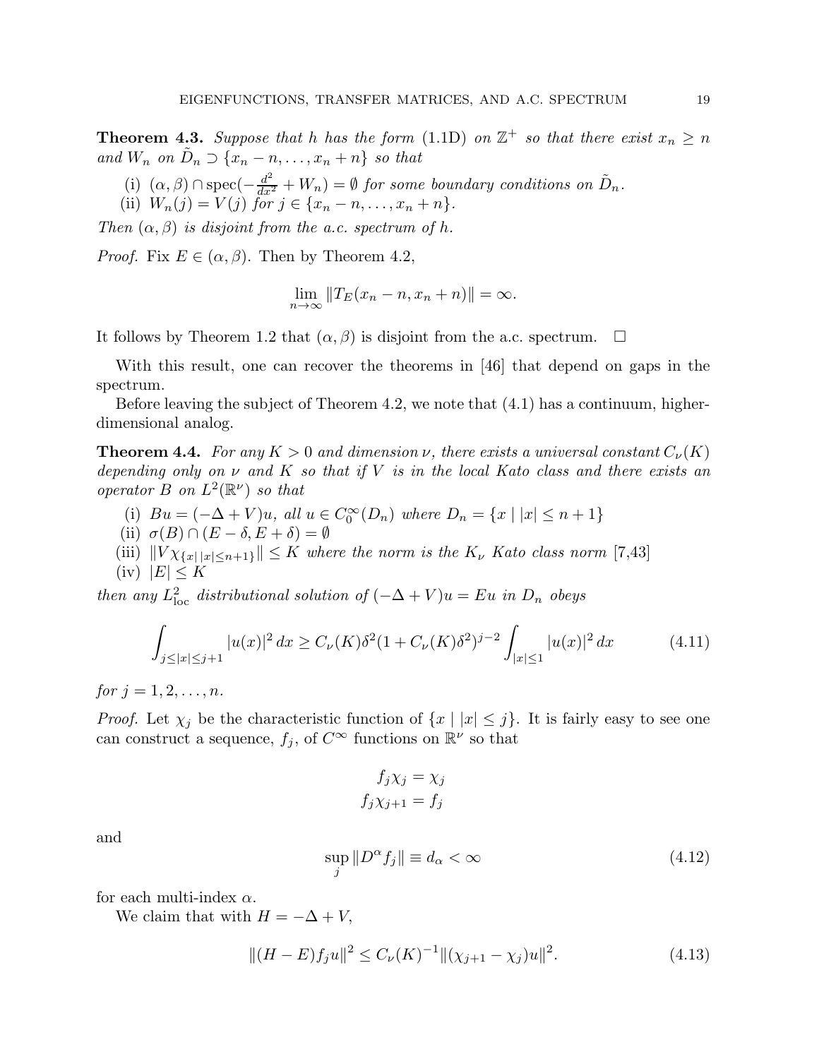**Theorem 4.3.** *Suppose that $h$ has the form* (1.1D) *on $\mathbb{Z}^+$ so that there exist $x_n \geq n$ and $W_n$ on $\tilde{D}_n \supset \{x_n - n, \dots, x_n + n\}$ so that*

(i) $(\alpha, \beta) \cap \operatorname{spec}(-\frac{d^2}{dx^2} + W_n) = \emptyset$ *for some boundary conditions on $\tilde{D}_n$.*
(ii) $W_n(j) = V(j)$ *for $j \in \{x_n - n, \dots, x_n + n\}$.*

*Then $(\alpha, \beta)$ is disjoint from the a.c. spectrum of $h$.*

*Proof.* Fix $E \in (\alpha, \beta)$. Then by Theorem 4.2,

$$\lim_{n\to\infty} \|T_E(x_n - n, x_n + n)\| = \infty.$$

It follows by Theorem 1.2 that $(\alpha, \beta)$ is disjoint from the a.c. spectrum. $\square$

With this result, one can recover the theorems in [46] that depend on gaps in the spectrum.

Before leaving the subject of Theorem 4.2, we note that (4.1) has a continuum, higher-dimensional analog.

**Theorem 4.4.** *For any $K > 0$ and dimension $\nu$, there exists a universal constant $C_\nu(K)$ depending only on $\nu$ and $K$ so that if $V$ is in the local Kato class and there exists an operator $B$ on $L^2(\mathbb{R}^\nu)$ so that*

(i) $Bu = (-\Delta + V)u$, *all $u \in C_0^\infty(D_n)$ where $D_n = \{x \mid |x| \leq n+1\}$*
(ii) $\sigma(B) \cap (E - \delta, E + \delta) = \emptyset$
(iii) $\|V\chi_{\{x \mid |x| \leq n+1\}}\| \leq K$ *where the norm is the $K_\nu$ Kato class norm* [7,43]
(iv) $|E| \leq K$

*then any $L^2_{\text{loc}}$ distributional solution of $(-\Delta + V)u = Eu$ in $D_n$ obeys*

$$\int_{j \leq |x| \leq j+1} |u(x)|^2\, dx \geq C_\nu(K)\delta^2 (1 + C_\nu(K)\delta^2)^{j-2} \int_{|x| \leq 1} |u(x)|^2\, dx \tag{4.11}$$

*for $j = 1, 2, \dots, n$.*

*Proof.* Let $\chi_j$ be the characteristic function of $\{x \mid |x| \leq j\}$. It is fairly easy to see one can construct a sequence, $f_j$, of $C^\infty$ functions on $\mathbb{R}^\nu$ so that

$$f_j \chi_j = \chi_j$$
$$f_j \chi_{j+1} = f_j$$

and

$$\sup_j \|D^\alpha f_j\| \equiv d_\alpha < \infty \tag{4.12}$$

for each multi-index $\alpha$.

We claim that with $H = -\Delta + V$,

$$\|(H - E) f_j u\|^2 \leq C_\nu(K)^{-1} \|(\chi_{j+1} - \chi_j) u\|^2. \tag{4.13}$$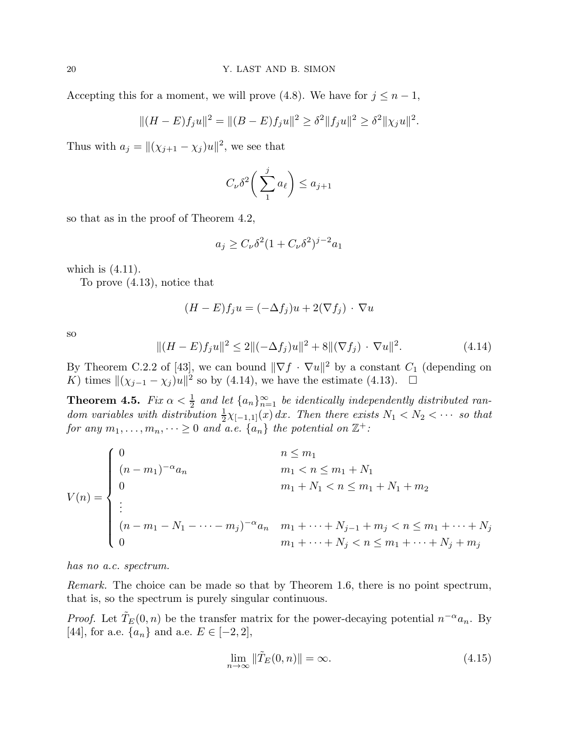Accepting this for a moment, we will prove (4.8). We have for $j \leq n-1$,

$$\|(H-E)f_j u\|^2 = \|(B-E)f_j u\|^2 \geq \delta^2 \|f_j u\|^2 \geq \delta^2 \|\chi_j u\|^2.$$

Thus with $a_j = \|(\chi_{j+1} - \chi_j)u\|^2$, we see that

$$C_\nu \delta^2 \biggl( \sum_1^j a_\ell \biggr) \leq a_{j+1}$$

so that as in the proof of Theorem 4.2,

$$a_j \geq C_\nu \delta^2 (1 + C_\nu \delta^2)^{j-2} a_1$$

which is (4.11).

To prove (4.13), notice that

$$(H-E)f_j u = (-\Delta f_j)u + 2(\nabla f_j) \cdot \nabla u$$

so

$$\|(H-E)f_j u\|^2 \leq 2\|(-\Delta f_j)u\|^2 + 8\|(\nabla f_j) \cdot \nabla u\|^2. \tag{4.14}$$

By Theorem C.2.2 of [43], we can bound $\|\nabla f \cdot \nabla u\|^2$ by a constant $C_1$ (depending on $K$) times $\|(\chi_{j-1} - \chi_j)u\|^2$ so by (4.14), we have the estimate (4.13). $\square$

**Theorem 4.5.** *Fix $\alpha < \frac{1}{2}$ and let $\{a_n\}_{n=1}^\infty$ be identically independently distributed random variables with distribution $\frac{1}{2}\chi_{[-1,1]}(x)\,dx$. Then there exists $N_1 < N_2 < \cdots$ so that for any $m_1, \dots, m_n, \dots \geq 0$ and a.e. $\{a_n\}$ the potential on $\mathbb{Z}^+$:*

$$V(n) = \begin{cases} 0 & n \leq m_1 \\ (n-m_1)^{-\alpha} a_n & m_1 < n \leq m_1 + N_1 \\ 0 & m_1 + N_1 < n \leq m_1 + N_1 + m_2 \\ \vdots & \\ (n - m_1 - N_1 - \cdots - m_j)^{-\alpha} a_n & m_1 + \cdots + N_{j-1} + m_j < n \leq m_1 + \cdots + N_j \\ 0 & m_1 + \cdots + N_j < n \leq m_1 + \cdots + N_j + m_j \end{cases}$$

*has no a.c. spectrum.*

*Remark.* The choice can be made so that by Theorem 1.6, there is no point spectrum, that is, so the spectrum is purely singular continuous.

*Proof.* Let $\tilde{T}_E(0,n)$ be the transfer matrix for the power-decaying potential $n^{-\alpha}a_n$. By [44], for a.e. $\{a_n\}$ and a.e. $E \in [-2,2]$,

$$\lim_{n\to\infty} \|\tilde{T}_E(0,n)\| = \infty. \tag{4.15}$$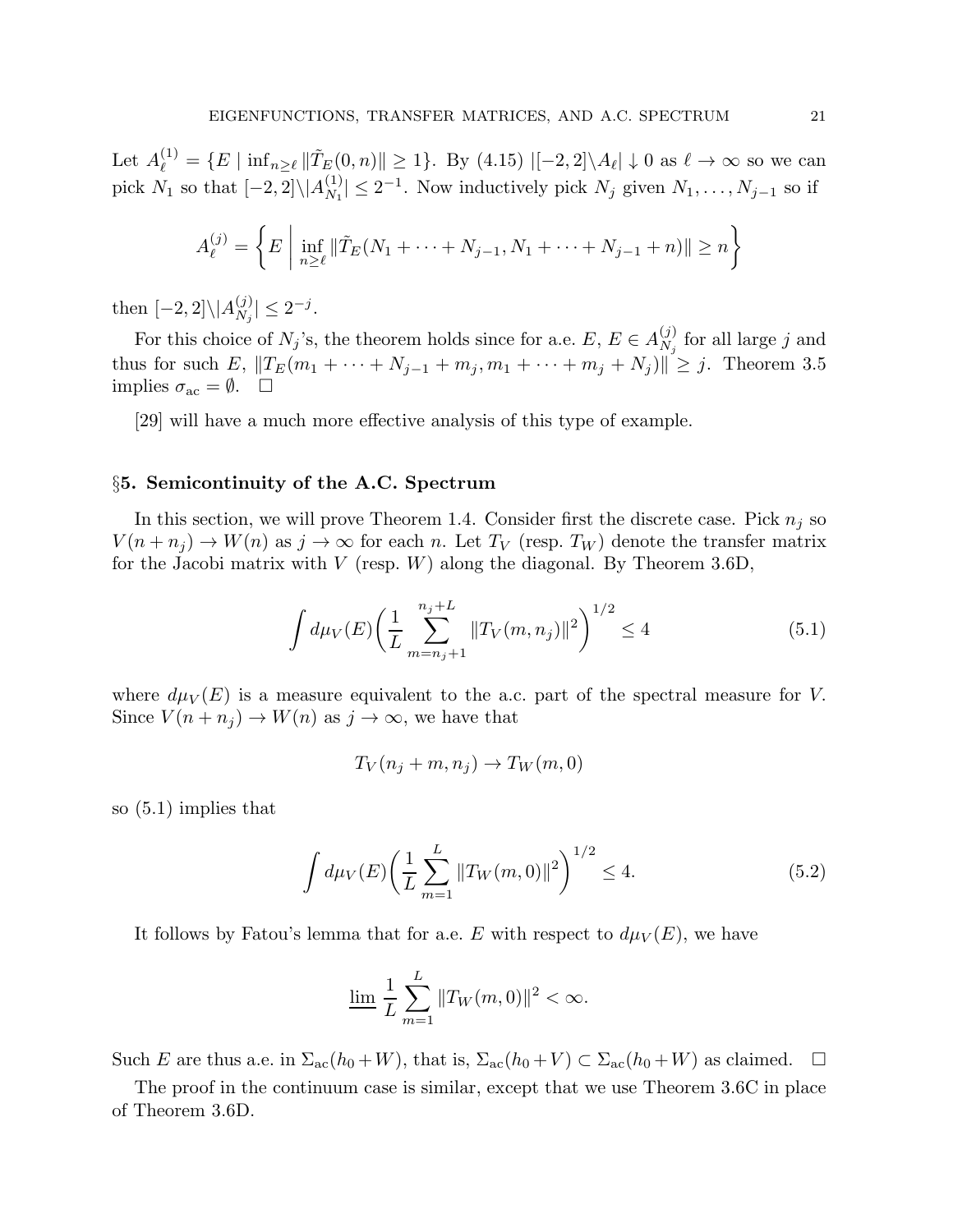Let $A_\ell^{(1)} = \{E \mid \inf_{n\geq \ell} \|\tilde{T}_E(0,n)\| \geq 1\}$. By (4.15) $|[-2,2]\backslash A_\ell| \downarrow 0$ as $\ell \to \infty$ so we can pick $N_1$ so that $[-2,2]\backslash|A_{N_1}^{(1)}| \leq 2^{-1}$. Now inductively pick $N_j$ given $N_1, \dots, N_{j-1}$ so if

$$A_\ell^{(j)} = \left\{ E \;\middle|\; \inf_{n\geq \ell} \|\tilde{T}_E(N_1 + \cdots + N_{j-1}, N_1 + \cdots + N_{j-1} + n)\| \geq n \right\}$$

then $[-2,2]\backslash|A_{N_j}^{(j)}| \leq 2^{-j}$.

For this choice of $N_j$'s, the theorem holds since for a.e. $E$, $E \in A_{N_j}^{(j)}$ for all large $j$ and thus for such $E$, $\|T_E(m_1 + \cdots + N_{j-1} + m_j, m_1 + \cdots + m_j + N_j)\| \geq j$. Theorem 3.5 implies $\sigma_{\text{ac}} = \emptyset$. $\square$

[29] will have a much more effective analysis of this type of example.

## §5. Semicontinuity of the A.C. Spectrum

In this section, we will prove Theorem 1.4. Consider first the discrete case. Pick $n_j$ so $V(n + n_j) \to W(n)$ as $j \to \infty$ for each $n$. Let $T_V$ (resp. $T_W$) denote the transfer matrix for the Jacobi matrix with $V$ (resp. $W$) along the diagonal. By Theorem 3.6D,

$$\int d\mu_V(E) \biggl( \frac{1}{L} \sum_{m=n_j+1}^{n_j+L} \|T_V(m, n_j)\|^2 \biggr)^{1/2} \leq 4 \tag{5.1}$$

where $d\mu_V(E)$ is a measure equivalent to the a.c. part of the spectral measure for $V$. Since $V(n + n_j) \to W(n)$ as $j \to \infty$, we have that

$$T_V(n_j + m, n_j) \to T_W(m, 0)$$

so (5.1) implies that

$$\int d\mu_V(E) \biggl( \frac{1}{L} \sum_{m=1}^{L} \|T_W(m, 0)\|^2 \biggr)^{1/2} \leq 4. \tag{5.2}$$

It follows by Fatou's lemma that for a.e. $E$ with respect to $d\mu_V(E)$, we have

$$\varliminf \frac{1}{L} \sum_{m=1}^{L} \|T_W(m, 0)\|^2 < \infty.$$

Such $E$ are thus a.e. in $\Sigma_{\text{ac}}(h_0 + W)$, that is, $\Sigma_{\text{ac}}(h_0 + V) \subset \Sigma_{\text{ac}}(h_0 + W)$ as claimed. $\square$

The proof in the continuum case is similar, except that we use Theorem 3.6C in place of Theorem 3.6D.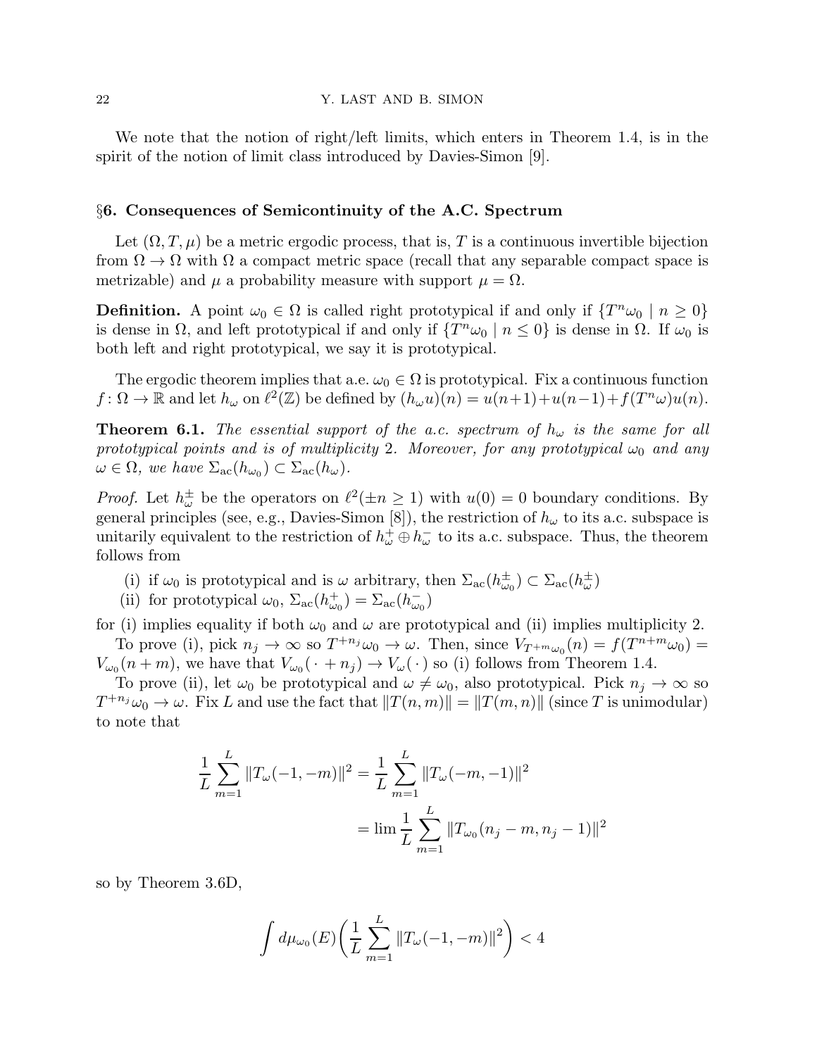We note that the notion of right/left limits, which enters in Theorem 1.4, is in the spirit of the notion of limit class introduced by Davies-Simon [9].

## §6. Consequences of Semicontinuity of the A.C. Spectrum

Let $(\Omega, T, \mu)$ be a metric ergodic process, that is, $T$ is a continuous invertible bijection from $\Omega \to \Omega$ with $\Omega$ a compact metric space (recall that any separable compact space is metrizable) and $\mu$ a probability measure with support $\mu = \Omega$.

**Definition.** A point $\omega_0 \in \Omega$ is called right prototypical if and only if $\{T^n \omega_0 \mid n \geq 0\}$ is dense in $\Omega$, and left prototypical if and only if $\{T^n \omega_0 \mid n \leq 0\}$ is dense in $\Omega$. If $\omega_0$ is both left and right prototypical, we say it is prototypical.

The ergodic theorem implies that a.e. $\omega_0 \in \Omega$ is prototypical. Fix a continuous function $f\colon \Omega \to \mathbb{R}$ and let $h_\omega$ on $\ell^2(\mathbb{Z})$ be defined by $(h_\omega u)(n) = u(n+1) + u(n-1) + f(T^n \omega) u(n)$.

**Theorem 6.1.** *The essential support of the a.c. spectrum of $h_\omega$ is the same for all prototypical points and is of multiplicity 2. Moreover, for any prototypical $\omega_0$ and any $\omega \in \Omega$, we have $\Sigma_{\text{ac}}(h_{\omega_0}) \subset \Sigma_{\text{ac}}(h_\omega)$.*

*Proof.* Let $h_\omega^\pm$ be the operators on $\ell^2(\pm n \geq 1)$ with $u(0) = 0$ boundary conditions. By general principles (see, e.g., Davies-Simon [8]), the restriction of $h_\omega$ to its a.c. subspace is unitarily equivalent to the restriction of $h_\omega^+ \oplus h_\omega^-$ to its a.c. subspace. Thus, the theorem follows from

(i) if $\omega_0$ is prototypical and is $\omega$ arbitrary, then $\Sigma_{\text{ac}}(h_{\omega_0}^\pm) \subset \Sigma_{\text{ac}}(h_\omega^\pm)$

(ii) for prototypical $\omega_0$, $\Sigma_{\text{ac}}(h_{\omega_0}^+) = \Sigma_{\text{ac}}(h_{\omega_0}^-)$

for (i) implies equality if both $\omega_0$ and $\omega$ are prototypical and (ii) implies multiplicity 2.

To prove (i), pick $n_j \to \infty$ so $T^{+n_j} \omega_0 \to \omega$. Then, since $V_{T^{+m}\omega_0}(n) = f(T^{n+m}\omega_0) = V_{\omega_0}(n+m)$, we have that $V_{\omega_0}(\,\cdot\, + n_j) \to V_\omega(\,\cdot\,)$ so (i) follows from Theorem 1.4.

To prove (ii), let $\omega_0$ be prototypical and $\omega \neq \omega_0$, also prototypical. Pick $n_j \to \infty$ so $T^{+n_j}\omega_0 \to \omega$. Fix $L$ and use the fact that $\|T(n,m)\| = \|T(m,n)\|$ (since $T$ is unimodular) to note that

$$
\begin{aligned}
\frac{1}{L} \sum_{m=1}^{L} \|T_\omega(-1, -m)\|^2 &= \frac{1}{L} \sum_{m=1}^{L} \|T_\omega(-m, -1)\|^2 \\
&= \lim \frac{1}{L} \sum_{m=1}^{L} \|T_{\omega_0}(n_j - m, n_j - 1)\|^2
\end{aligned}
$$

so by Theorem 3.6D,

$$
\int d\mu_{\omega_0}(E) \biggl( \frac{1}{L} \sum_{m=1}^{L} \|T_\omega(-1, -m)\|^2 \biggr) < 4
$$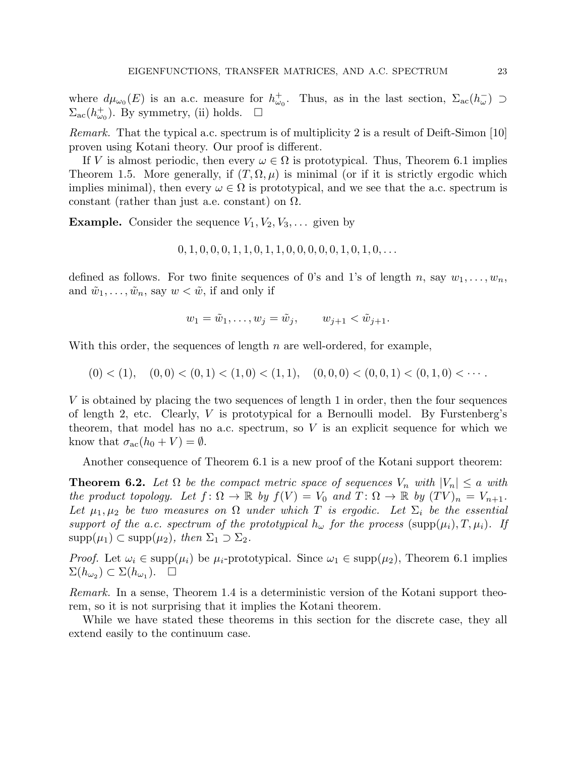where $d\mu_{\omega_0}(E)$ is an a.c. measure for $h^+_{\omega_0}$. Thus, as in the last section, $\Sigma_{\text{ac}}(h^-_\omega) \supset \Sigma_{\text{ac}}(h^+_{\omega_0})$. By symmetry, (ii) holds. $\square$

*Remark.* That the typical a.c. spectrum is of multiplicity 2 is a result of Deift-Simon [10] proven using Kotani theory. Our proof is different.

If $V$ is almost periodic, then every $\omega \in \Omega$ is prototypical. Thus, Theorem 6.1 implies Theorem 1.5. More generally, if $(T, \Omega, \mu)$ is minimal (or if it is strictly ergodic which implies minimal), then every $\omega \in \Omega$ is prototypical, and we see that the a.c. spectrum is constant (rather than just a.e. constant) on $\Omega$.

**Example.** Consider the sequence $V_1, V_2, V_3, \dots$ given by

$$0, 1, 0, 0, 0, 1, 1, 0, 1, 1, 0, 0, 0, 0, 0, 1, 0, 1, 0, \dots$$

defined as follows. For two finite sequences of 0's and 1's of length $n$, say $w_1, \dots, w_n$, and $\tilde{w}_1, \dots, \tilde{w}_n$, say $w < \tilde{w}$, if and only if

$$w_1 = \tilde{w}_1, \dots, w_j = \tilde{w}_j, \qquad w_{j+1} < \tilde{w}_{j+1}.$$

With this order, the sequences of length $n$ are well-ordered, for example,

$$(0) < (1), \quad (0,0) < (0,1) < (1,0) < (1,1), \quad (0,0,0) < (0,0,1) < (0,1,0) < \cdots.$$

$V$ is obtained by placing the two sequences of length 1 in order, then the four sequences of length 2, etc. Clearly, $V$ is prototypical for a Bernoulli model. By Furstenberg's theorem, that model has no a.c. spectrum, so $V$ is an explicit sequence for which we know that $\sigma_{\text{ac}}(h_0 + V) = \emptyset$.

Another consequence of Theorem 6.1 is a new proof of the Kotani support theorem:

**Theorem 6.2.** *Let $\Omega$ be the compact metric space of sequences $V_n$ with $|V_n| \leq a$ with the product topology. Let $f\colon \Omega \to \mathbb{R}$ by $f(V) = V_0$ and $T\colon \Omega \to \mathbb{R}$ by $(TV)_n = V_{n+1}$. Let $\mu_1, \mu_2$ be two measures on $\Omega$ under which $T$ is ergodic. Let $\Sigma_i$ be the essential support of the a.c. spectrum of the prototypical $h_\omega$ for the process $(\operatorname{supp}(\mu_i), T, \mu_i)$. If $\operatorname{supp}(\mu_1) \subset \operatorname{supp}(\mu_2)$, then $\Sigma_1 \supset \Sigma_2$.*

*Proof.* Let $\omega_i \in \operatorname{supp}(\mu_i)$ be $\mu_i$-prototypical. Since $\omega_1 \in \operatorname{supp}(\mu_2)$, Theorem 6.1 implies $\Sigma(h_{\omega_2}) \subset \Sigma(h_{\omega_1})$. $\square$

*Remark.* In a sense, Theorem 1.4 is a deterministic version of the Kotani support theorem, so it is not surprising that it implies the Kotani theorem.

While we have stated these theorems in this section for the discrete case, they all extend easily to the continuum case.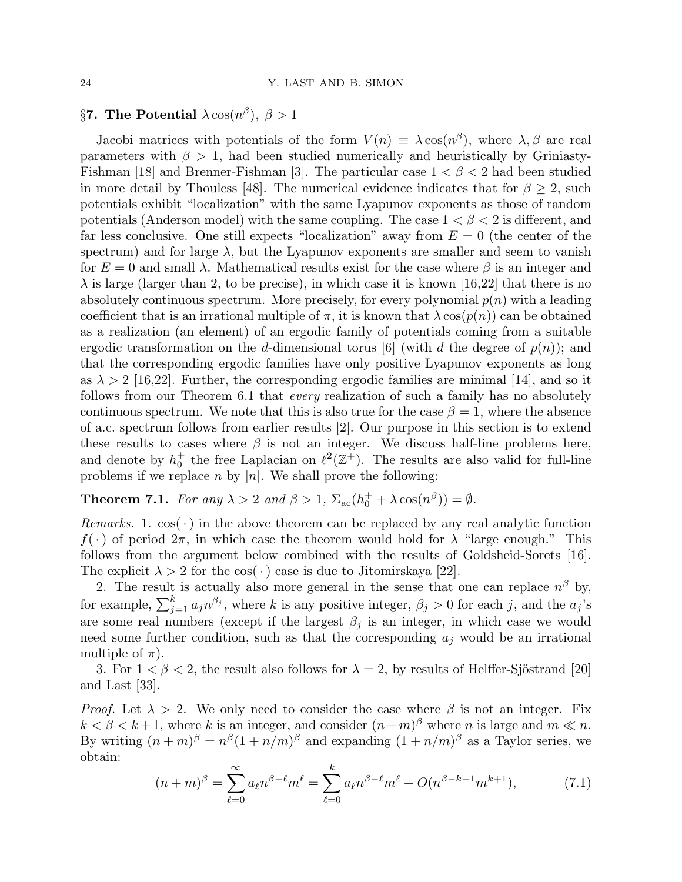## §7. The Potential $\lambda\cos(n^\beta)$, $\beta > 1$

Jacobi matrices with potentials of the form $V(n) \equiv \lambda\cos(n^\beta)$, where $\lambda, \beta$ are real parameters with $\beta > 1$, had been studied numerically and heuristically by Griniasty-Fishman [18] and Brenner-Fishman [3]. The particular case $1 < \beta < 2$ had been studied in more detail by Thouless [48]. The numerical evidence indicates that for $\beta \geq 2$, such potentials exhibit "localization" with the same Lyapunov exponents as those of random potentials (Anderson model) with the same coupling. The case $1 < \beta < 2$ is different, and far less conclusive. One still expects "localization" away from $E = 0$ (the center of the spectrum) and for large $\lambda$, but the Lyapunov exponents are smaller and seem to vanish for $E = 0$ and small $\lambda$. Mathematical results exist for the case where $\beta$ is an integer and $\lambda$ is large (larger than 2, to be precise), in which case it is known [16,22] that there is no absolutely continuous spectrum. More precisely, for every polynomial $p(n)$ with a leading coefficient that is an irrational multiple of $\pi$, it is known that $\lambda\cos(p(n))$ can be obtained as a realization (an element) of an ergodic family of potentials coming from a suitable ergodic transformation on the $d$-dimensional torus [6] (with $d$ the degree of $p(n)$); and that the corresponding ergodic families have only positive Lyapunov exponents as long as $\lambda > 2$ [16,22]. Further, the corresponding ergodic families are minimal [14], and so it follows from our Theorem 6.1 that *every* realization of such a family has no absolutely continuous spectrum. We note that this is also true for the case $\beta = 1$, where the absence of a.c. spectrum follows from earlier results [2]. Our purpose in this section is to extend these results to cases where $\beta$ is not an integer. We discuss half-line problems here, and denote by $h_0^+$ the free Laplacian on $\ell^2(\mathbb{Z}^+)$. The results are also valid for full-line problems if we replace $n$ by $|n|$. We shall prove the following:

**Theorem 7.1.** *For any $\lambda > 2$ and $\beta > 1$, $\Sigma_{\rm ac}(h_0^+ + \lambda\cos(n^\beta)) = \emptyset$.*

*Remarks.* 1. $\cos(\,\cdot\,)$ in the above theorem can be replaced by any real analytic function $f(\,\cdot\,)$ of period $2\pi$, in which case the theorem would hold for $\lambda$ "large enough." This follows from the argument below combined with the results of Goldsheid-Sorets [16]. The explicit $\lambda > 2$ for the $\cos(\,\cdot\,)$ case is due to Jitomirskaya [22].

2. The result is actually also more general in the sense that one can replace $n^\beta$ by, for example, $\sum_{j=1}^k a_j n^{\beta_j}$, where $k$ is any positive integer, $\beta_j > 0$ for each $j$, and the $a_j$'s are some real numbers (except if the largest $\beta_j$ is an integer, in which case we would need some further condition, such as that the corresponding $a_j$ would be an irrational multiple of $\pi$).

3. For $1 < \beta < 2$, the result also follows for $\lambda = 2$, by results of Helffer-Sjöstrand [20] and Last [33].

*Proof.* Let $\lambda > 2$. We only need to consider the case where $\beta$ is not an integer. Fix $k < \beta < k+1$, where $k$ is an integer, and consider $(n+m)^\beta$ where $n$ is large and $m \ll n$. By writing $(n+m)^\beta = n^\beta(1+n/m)^\beta$ and expanding $(1+n/m)^\beta$ as a Taylor series, we obtain:

$$(n+m)^\beta = \sum_{\ell=0}^{\infty} a_\ell n^{\beta-\ell} m^\ell = \sum_{\ell=0}^{k} a_\ell n^{\beta-\ell} m^\ell + O(n^{\beta-k-1} m^{k+1}), \tag{7.1}$$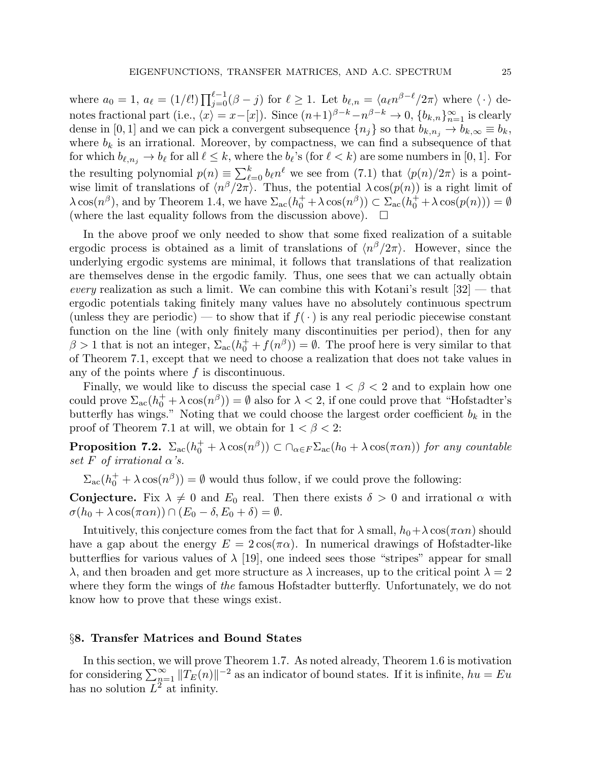where $a_0 = 1$, $a_\ell = (1/\ell!)\prod_{j=0}^{\ell-1}(\beta - j)$ for $\ell \geq 1$. Let $b_{\ell,n} = \langle a_\ell n^{\beta-\ell}/2\pi\rangle$ where $\langle\,\cdot\,\rangle$ denotes fractional part (i.e., $\langle x\rangle = x - [x]$). Since $(n+1)^{\beta-k} - n^{\beta-k} \to 0$, $\{b_{k,n}\}_{n=1}^\infty$ is clearly dense in $[0,1]$ and we can pick a convergent subsequence $\{n_j\}$ so that $b_{k,n_j} \to b_{k,\infty} \equiv b_k$, where $b_k$ is an irrational. Moreover, by compactness, we can find a subsequence of that for which $b_{\ell,n_j} \to b_\ell$ for all $\ell \leq k$, where the $b_\ell$'s (for $\ell < k$) are some numbers in $[0,1]$. For the resulting polynomial $p(n) \equiv \sum_{\ell=0}^k b_\ell n^\ell$ we see from (7.1) that $\langle p(n)/2\pi\rangle$ is a pointwise limit of translations of $\langle n^\beta/2\pi\rangle$. Thus, the potential $\lambda\cos(p(n))$ is a right limit of $\lambda\cos(n^\beta)$, and by Theorem 1.4, we have $\Sigma_{\text{ac}}(h_0^+ + \lambda\cos(n^\beta)) \subset \Sigma_{\text{ac}}(h_0^+ + \lambda\cos(p(n))) = \emptyset$ (where the last equality follows from the discussion above). $\square$

In the above proof we only needed to show that some fixed realization of a suitable ergodic process is obtained as a limit of translations of $\langle n^\beta/2\pi\rangle$. However, since the underlying ergodic systems are minimal, it follows that translations of that realization are themselves dense in the ergodic family. Thus, one sees that we can actually obtain *every* realization as such a limit. We can combine this with Kotani's result [32] — that ergodic potentials taking finitely many values have no absolutely continuous spectrum (unless they are periodic) — to show that if $f(\,\cdot\,)$ is any real periodic piecewise constant function on the line (with only finitely many discontinuities per period), then for any $\beta > 1$ that is not an integer, $\Sigma_{\text{ac}}(h_0^+ + f(n^\beta)) = \emptyset$. The proof here is very similar to that of Theorem 7.1, except that we need to choose a realization that does not take values in any of the points where $f$ is discontinuous.

Finally, we would like to discuss the special case $1 < \beta < 2$ and to explain how one could prove $\Sigma_{\text{ac}}(h_0^+ + \lambda\cos(n^\beta)) = \emptyset$ also for $\lambda < 2$, if one could prove that "Hofstadter's butterfly has wings." Noting that we could choose the largest order coefficient $b_k$ in the proof of Theorem 7.1 at will, we obtain for $1 < \beta < 2$:

**Proposition 7.2.** *$\Sigma_{\text{ac}}(h_0^+ + \lambda\cos(n^\beta)) \subset \cap_{\alpha\in F}\Sigma_{\text{ac}}(h_0 + \lambda\cos(\pi\alpha n))$ for any countable set $F$ of irrational $\alpha$'s.*

$\Sigma_{\text{ac}}(h_0^+ + \lambda\cos(n^\beta)) = \emptyset$ would thus follow, if we could prove the following:

**Conjecture.** Fix $\lambda \neq 0$ and $E_0$ real. Then there exists $\delta > 0$ and irrational $\alpha$ with $\sigma(h_0 + \lambda\cos(\pi\alpha n)) \cap (E_0 - \delta, E_0 + \delta) = \emptyset$.

Intuitively, this conjecture comes from the fact that for $\lambda$ small, $h_0 + \lambda\cos(\pi\alpha n)$ should have a gap about the energy $E = 2\cos(\pi\alpha)$. In numerical drawings of Hofstadter-like butterflies for various values of $\lambda$ [19], one indeed sees those "stripes" appear for small $\lambda$, and then broaden and get more structure as $\lambda$ increases, up to the critical point $\lambda = 2$ where they form the wings of *the* famous Hofstadter butterfly. Unfortunately, we do not know how to prove that these wings exist.

## §8. Transfer Matrices and Bound States

In this section, we will prove Theorem 1.7. As noted already, Theorem 1.6 is motivation for considering $\sum_{n=1}^\infty \|T_E(n)\|^{-2}$ as an indicator of bound states. If it is infinite, $hu = Eu$ has no solution $L^2$ at infinity.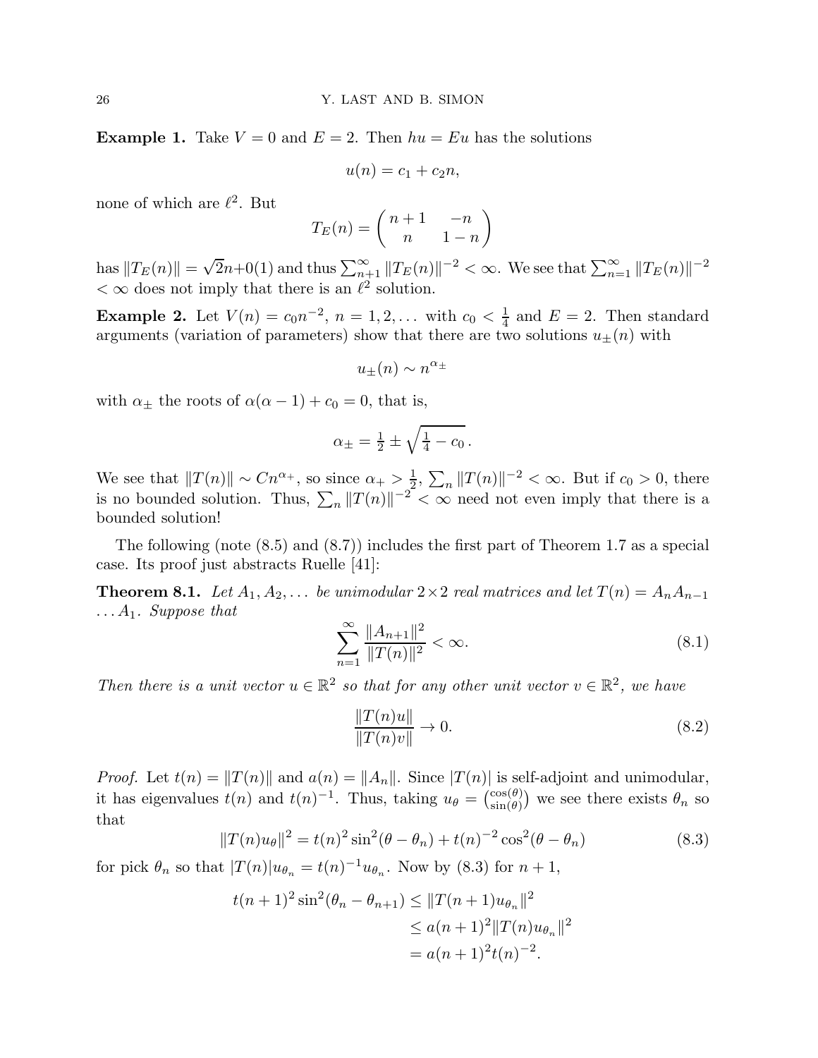**Example 1.** Take $V = 0$ and $E = 2$. Then $hu = Eu$ has the solutions

$$u(n) = c_1 + c_2 n,$$

none of which are $\ell^2$. But

$$T_E(n) = \begin{pmatrix} n+1 & -n \\ n & 1-n \end{pmatrix}$$

has $\|T_E(n)\| = \sqrt{2}n + 0(1)$ and thus $\sum_{n+1}^\infty \|T_E(n)\|^{-2} < \infty$. We see that $\sum_{n=1}^\infty \|T_E(n)\|^{-2} < \infty$ does not imply that there is an $\ell^2$ solution.

**Example 2.** Let $V(n) = c_0 n^{-2}$, $n = 1, 2, \dots$ with $c_0 < \frac{1}{4}$ and $E = 2$. Then standard arguments (variation of parameters) show that there are two solutions $u_\pm(n)$ with

$$u_\pm(n) \sim n^{\alpha_\pm}$$

with $\alpha_\pm$ the roots of $\alpha(\alpha - 1) + c_0 = 0$, that is,

$$\alpha_\pm = \tfrac{1}{2} \pm \sqrt{\tfrac{1}{4} - c_0}\,.$$

We see that $\|T(n)\| \sim Cn^{\alpha_+}$, so since $\alpha_+ > \frac{1}{2}$, $\sum_n \|T(n)\|^{-2} < \infty$. But if $c_0 > 0$, there is no bounded solution. Thus, $\sum_n \|T(n)\|^{-2} < \infty$ need not even imply that there is a bounded solution!

The following (note (8.5) and (8.7)) includes the first part of Theorem 1.7 as a special case. Its proof just abstracts Ruelle [41]:

**Theorem 8.1.** *Let $A_1, A_2, \dots$ be unimodular $2 \times 2$ real matrices and let $T(n) = A_n A_{n-1} \dots A_1$. Suppose that*

$$\sum_{n=1}^\infty \frac{\|A_{n+1}\|^2}{\|T(n)\|^2} < \infty. \tag{8.1}$$

*Then there is a unit vector $u \in \mathbb{R}^2$ so that for any other unit vector $v \in \mathbb{R}^2$, we have*

$$\frac{\|T(n)u\|}{\|T(n)v\|} \to 0. \tag{8.2}$$

*Proof.* Let $t(n) = \|T(n)\|$ and $a(n) = \|A_n\|$. Since $|T(n)|$ is self-adjoint and unimodular, it has eigenvalues $t(n)$ and $t(n)^{-1}$. Thus, taking $u_\theta = \binom{\cos(\theta)}{\sin(\theta)}$ we see there exists $\theta_n$ so that

$$\|T(n)u_\theta\|^2 = t(n)^2 \sin^2(\theta - \theta_n) + t(n)^{-2} \cos^2(\theta - \theta_n) \tag{8.3}$$

for pick $\theta_n$ so that $|T(n)| u_{\theta_n} = t(n)^{-1} u_{\theta_n}$. Now by (8.3) for $n+1$,

$$\begin{aligned} t(n+1)^2 \sin^2(\theta_n - \theta_{n+1}) &\le \|T(n+1)u_{\theta_n}\|^2 \\ &\le a(n+1)^2 \|T(n)u_{\theta_n}\|^2 \\ &= a(n+1)^2 t(n)^{-2}. \end{aligned}$$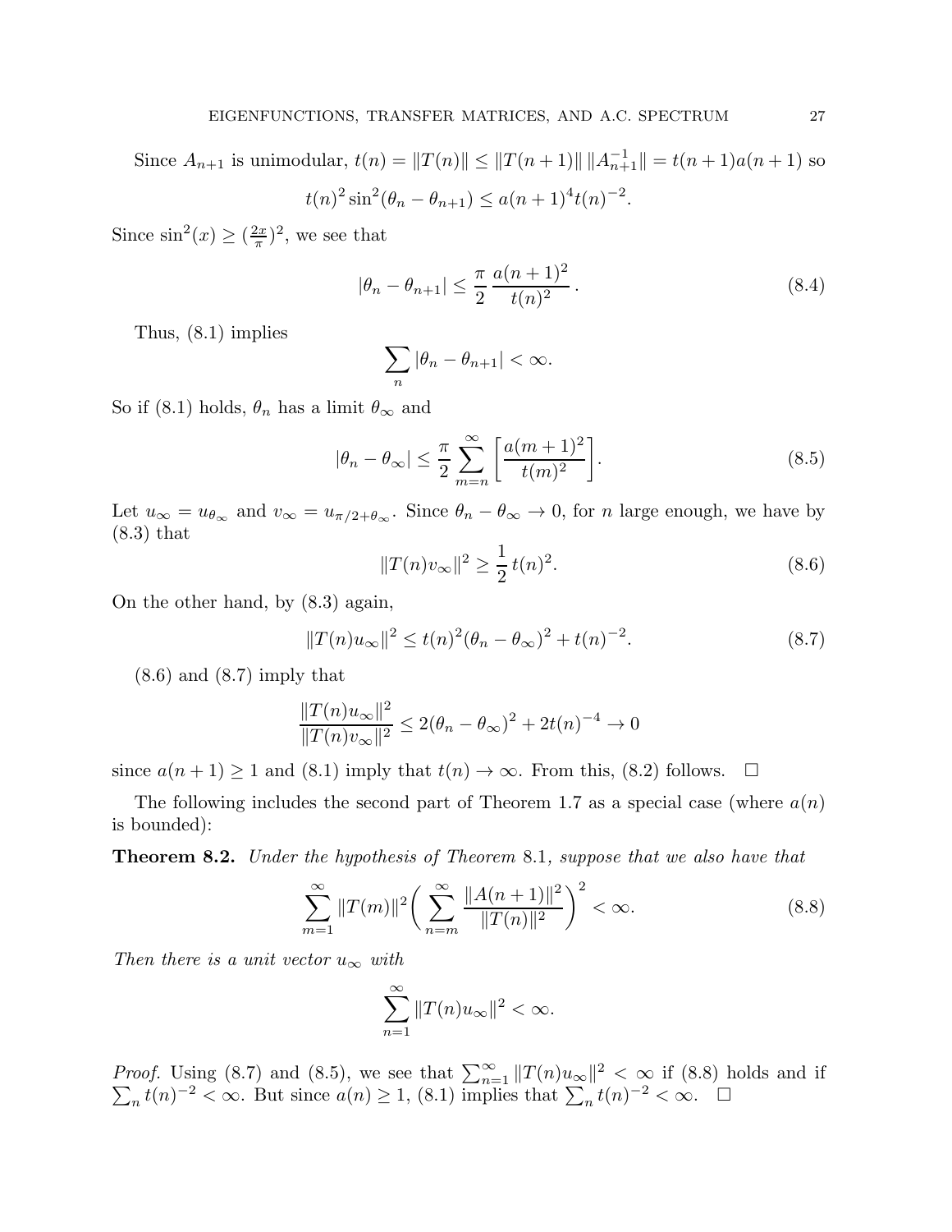Since $A_{n+1}$ is unimodular, $t(n) = \|T(n)\| \leq \|T(n+1)\| \, \|A_{n+1}^{-1}\| = t(n+1)a(n+1)$ so

$$t(n)^2 \sin^2(\theta_n - \theta_{n+1}) \leq a(n+1)^4 t(n)^{-2}.$$

Since $\sin^2(x) \geq (\frac{2x}{\pi})^2$, we see that

$$|\theta_n - \theta_{n+1}| \leq \frac{\pi}{2} \, \frac{a(n+1)^2}{t(n)^2} \, . \tag{8.4}$$

Thus, (8.1) implies

$$\sum_n |\theta_n - \theta_{n+1}| < \infty.$$

So if (8.1) holds, $\theta_n$ has a limit $\theta_\infty$ and

$$|\theta_n - \theta_\infty| \leq \frac{\pi}{2} \sum_{m=n}^{\infty} \left[ \frac{a(m+1)^2}{t(m)^2} \right]. \tag{8.5}$$

Let $u_\infty = u_{\theta_\infty}$ and $v_\infty = u_{\pi/2+\theta_\infty}$. Since $\theta_n - \theta_\infty \to 0$, for $n$ large enough, we have by (8.3) that

$$\|T(n)v_\infty\|^2 \geq \frac{1}{2} \, t(n)^2. \tag{8.6}$$

On the other hand, by (8.3) again,

$$\|T(n)u_\infty\|^2 \leq t(n)^2(\theta_n - \theta_\infty)^2 + t(n)^{-2}. \tag{8.7}$$

(8.6) and (8.7) imply that

$$\frac{\|T(n)u_\infty\|^2}{\|T(n)v_\infty\|^2} \leq 2(\theta_n - \theta_\infty)^2 + 2t(n)^{-4} \to 0$$

since $a(n+1) \geq 1$ and (8.1) imply that $t(n) \to \infty$. From this, (8.2) follows. $\square$

The following includes the second part of Theorem 1.7 as a special case (where $a(n)$ is bounded):

**Theorem 8.2.** *Under the hypothesis of Theorem* 8.1*, suppose that we also have that*

$$\sum_{m=1}^{\infty} \|T(m)\|^2 \bigg( \sum_{n=m}^{\infty} \frac{\|A(n+1)\|^2}{\|T(n)\|^2} \bigg)^2 < \infty. \tag{8.8}$$

*Then there is a unit vector $u_\infty$ with*

$$\sum_{n=1}^{\infty} \|T(n)u_\infty\|^2 < \infty.$$

*Proof.* Using (8.7) and (8.5), we see that $\sum_{n=1}^{\infty} \|T(n)u_\infty\|^2 < \infty$ if (8.8) holds and if $\sum_n t(n)^{-2} < \infty$. But since $a(n) \geq 1$, (8.1) implies that $\sum_n t(n)^{-2} < \infty$. $\square$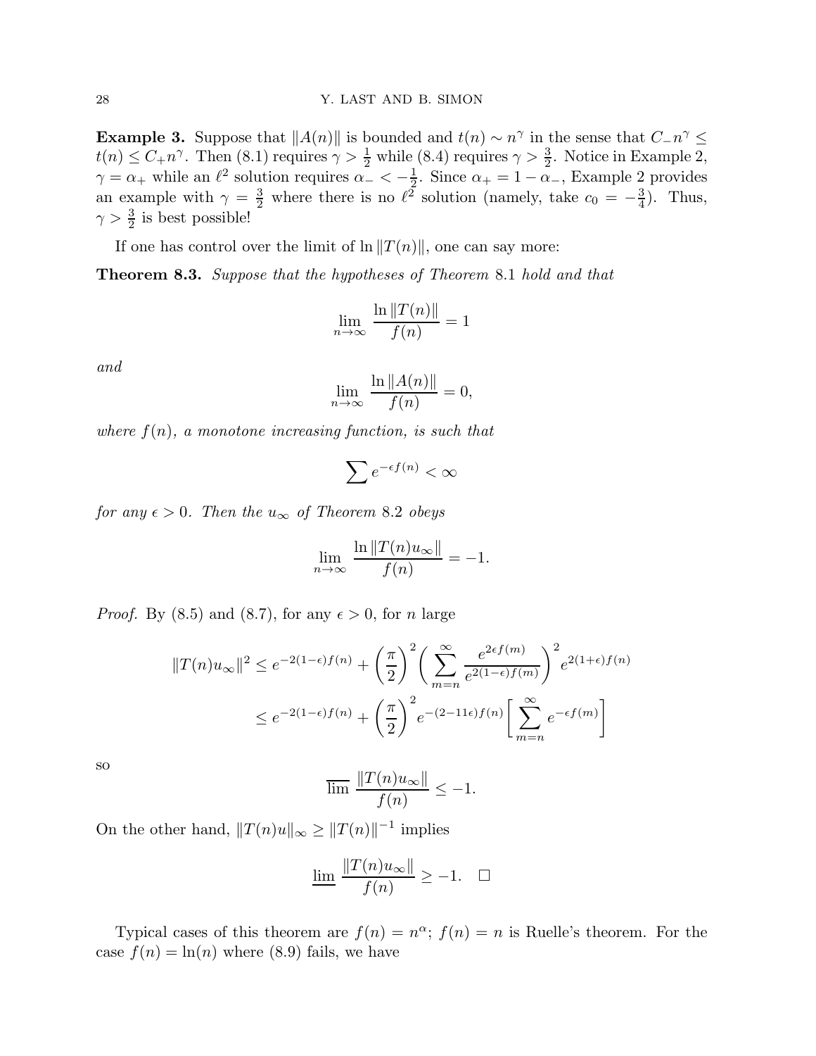**Example 3.** Suppose that $\|A(n)\|$ is bounded and $t(n) \sim n^\gamma$ in the sense that $C_- n^\gamma \leq t(n) \leq C_+ n^\gamma$. Then (8.1) requires $\gamma > \frac{1}{2}$ while (8.4) requires $\gamma > \frac{3}{2}$. Notice in Example 2, $\gamma = \alpha_+$ while an $\ell^2$ solution requires $\alpha_- < -\frac{1}{2}$. Since $\alpha_+ = 1 - \alpha_-$, Example 2 provides an example with $\gamma = \frac{3}{2}$ where there is no $\ell^2$ solution (namely, take $c_0 = -\frac{3}{4}$). Thus, $\gamma > \frac{3}{2}$ is best possible!

If one has control over the limit of $\ln \|T(n)\|$, one can say more:

**Theorem 8.3.** *Suppose that the hypotheses of Theorem* 8.1 *hold and that*

$$\lim_{n\to\infty} \frac{\ln \|T(n)\|}{f(n)} = 1$$

*and*

$$\lim_{n\to\infty} \frac{\ln \|A(n)\|}{f(n)} = 0,$$

*where $f(n)$, a monotone increasing function, is such that*

$$\sum e^{-\epsilon f(n)} < \infty$$

*for any $\epsilon > 0$. Then the $u_\infty$ of Theorem* 8.2 *obeys*

$$\lim_{n\to\infty} \frac{\ln \|T(n) u_\infty\|}{f(n)} = -1.$$

*Proof.* By (8.5) and (8.7), for any $\epsilon > 0$, for $n$ large

$$\begin{aligned}
\|T(n)u_\infty\|^2 &\leq e^{-2(1-\epsilon)f(n)} + \left(\frac{\pi}{2}\right)^2 \left( \sum_{m=n}^{\infty} \frac{e^{2\epsilon f(m)}}{e^{2(1-\epsilon)f(m)}} \right)^2 e^{2(1+\epsilon)f(n)} \\
&\leq e^{-2(1-\epsilon)f(n)} + \left(\frac{\pi}{2}\right)^2 e^{-(2-11\epsilon)f(n)} \left[ \sum_{m=n}^{\infty} e^{-\epsilon f(m)} \right]
\end{aligned}$$

so

$$\overline{\lim} \, \frac{\|T(n)u_\infty\|}{f(n)} \leq -1.$$

On the other hand, $\|T(n)u\|_\infty \geq \|T(n)\|^{-1}$ implies

$$\underline{\lim} \, \frac{\|T(n)u_\infty\|}{f(n)} \geq -1. \quad \square$$

Typical cases of this theorem are $f(n) = n^\alpha$; $f(n) = n$ is Ruelle's theorem. For the case $f(n) = \ln(n)$ where (8.9) fails, we have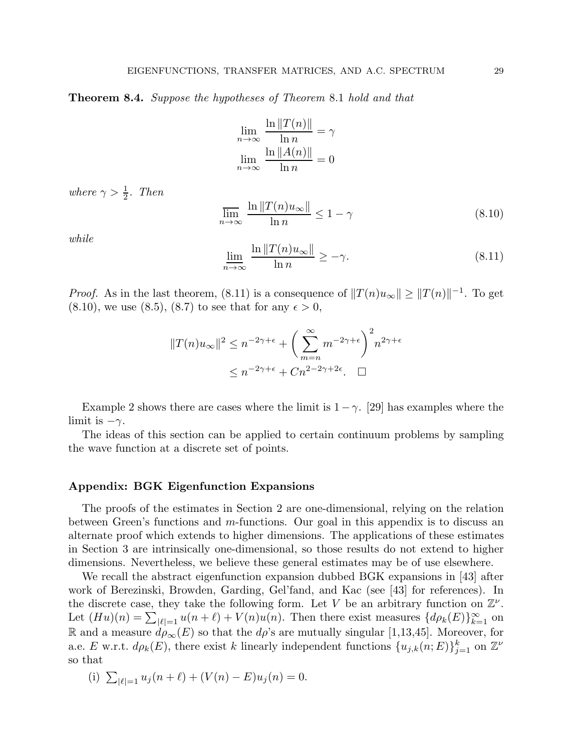**Theorem 8.4.** *Suppose the hypotheses of Theorem* 8.1 *hold and that*

$$\lim_{n\to\infty} \frac{\ln \|T(n)\|}{\ln n} = \gamma$$
$$\lim_{n\to\infty} \frac{\ln \|A(n)\|}{\ln n} = 0$$

*where* $\gamma > \frac{1}{2}$. *Then*

$$\overline{\lim_{n\to\infty}} \frac{\ln \|T(n)u_\infty\|}{\ln n} \leq 1 - \gamma \tag{8.10}$$

*while*

$$\underline{\lim_{n\to\infty}} \frac{\ln \|T(n)u_\infty\|}{\ln n} \geq -\gamma. \tag{8.11}$$

*Proof.* As in the last theorem, (8.11) is a consequence of $\|T(n)u_\infty\| \geq \|T(n)\|^{-1}$. To get (8.10), we use (8.5), (8.7) to see that for any $\epsilon > 0$,

$$\begin{aligned}
\|T(n)u_\infty\|^2 &\leq n^{-2\gamma+\epsilon} + \left(\sum_{m=n}^{\infty} m^{-2\gamma+\epsilon}\right)^2 n^{2\gamma+\epsilon} \\
&\leq n^{-2\gamma+\epsilon} + Cn^{2-2\gamma+2\epsilon}. \quad \square
\end{aligned}$$

Example 2 shows there are cases where the limit is $1-\gamma$. [29] has examples where the limit is $-\gamma$.

The ideas of this section can be applied to certain continuum problems by sampling the wave function at a discrete set of points.

## Appendix: BGK Eigenfunction Expansions

The proofs of the estimates in Section 2 are one-dimensional, relying on the relation between Green's functions and $m$-functions. Our goal in this appendix is to discuss an alternate proof which extends to higher dimensions. The applications of these estimates in Section 3 are intrinsically one-dimensional, so those results do not extend to higher dimensions. Nevertheless, we believe these general estimates may be of use elsewhere.

We recall the abstract eigenfunction expansion dubbed BGK expansions in [43] after work of Berezinski, Browden, Garding, Gel'fand, and Kac (see [43] for references). In the discrete case, they take the following form. Let $V$ be an arbitrary function on $\mathbb{Z}^\nu$. Let $(Hu)(n) = \sum_{|\ell|=1} u(n+\ell) + V(n)u(n)$. Then there exist measures $\{d\rho_k(E)\}_{k=1}^\infty$ on $\mathbb{R}$ and a measure $d\rho_\infty(E)$ so that the $d\rho$'s are mutually singular [1,13,45]. Moreover, for a.e. $E$ w.r.t. $d\rho_k(E)$, there exist $k$ linearly independent functions $\{u_{j,k}(n;E)\}_{j=1}^k$ on $\mathbb{Z}^\nu$ so that

(i) $\sum_{|\ell|=1} u_j(n+\ell) + (V(n)-E)u_j(n) = 0.$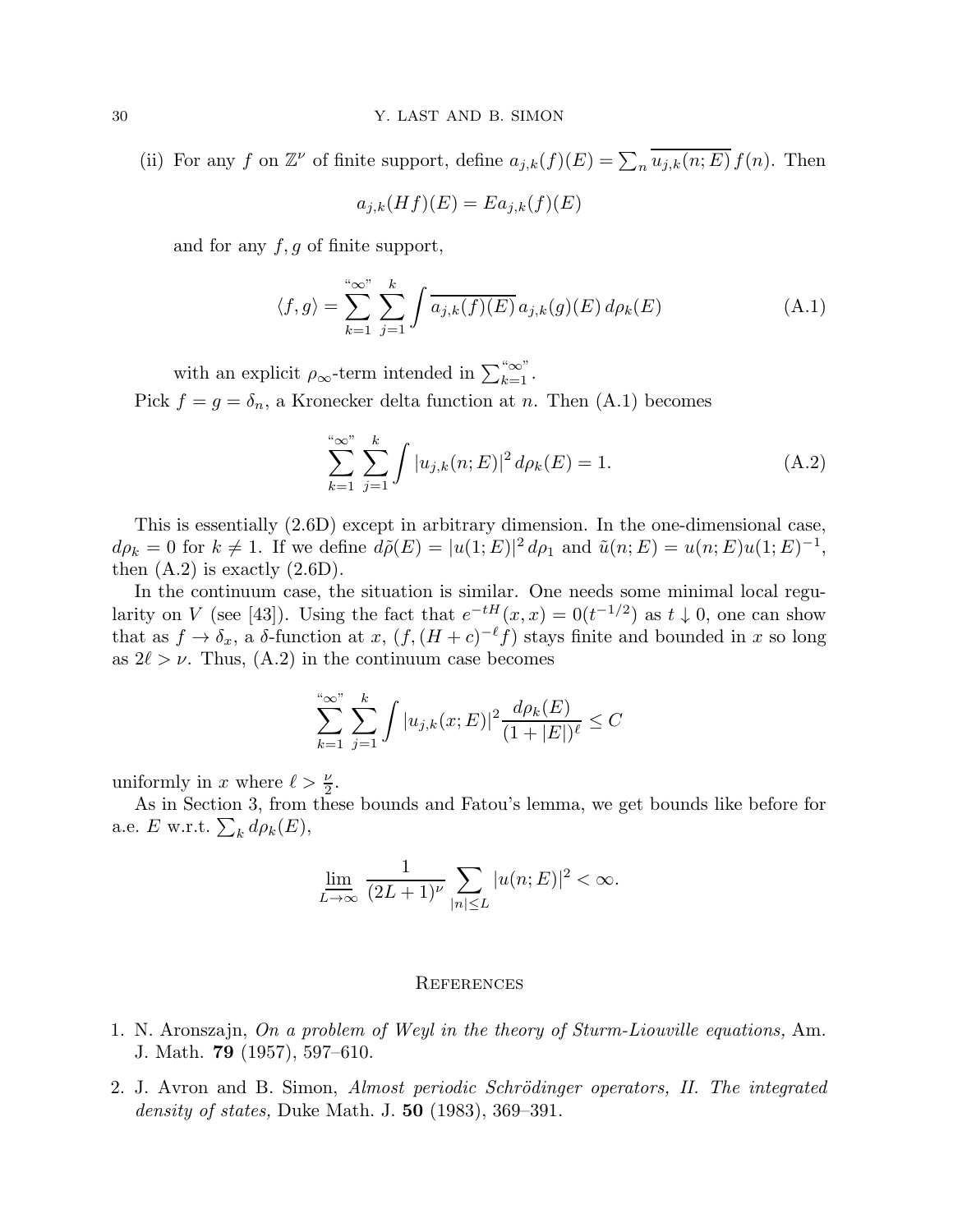(ii) For any $f$ on $\mathbb{Z}^\nu$ of finite support, define $a_{j,k}(f)(E) = \sum_n \overline{u_{j,k}(n;E)}\, f(n)$. Then

$$a_{j,k}(Hf)(E) = E a_{j,k}(f)(E)$$

and for any $f, g$ of finite support,

$$\langle f, g\rangle = \sum_{k=1}^{\text{“}\infty\text{”}} \sum_{j=1}^{k} \int \overline{a_{j,k}(f)(E)}\, a_{j,k}(g)(E)\, d\rho_k(E) \tag{A.1}$$

with an explicit $\rho_\infty$-term intended in $\sum_{k=1}^{\text{“}\infty\text{”}}$.

Pick $f = g = \delta_n$, a Kronecker delta function at $n$. Then (A.1) becomes

$$\sum_{k=1}^{\text{“}\infty\text{”}} \sum_{j=1}^{k} \int |u_{j,k}(n;E)|^2\, d\rho_k(E) = 1. \tag{A.2}$$

This is essentially (2.6D) except in arbitrary dimension. In the one-dimensional case, $d\rho_k = 0$ for $k \neq 1$. If we define $d\tilde\rho(E) = |u(1;E)|^2\, d\rho_1$ and $\tilde u(n;E) = u(n;E)u(1;E)^{-1}$, then (A.2) is exactly (2.6D).

In the continuum case, the situation is similar. One needs some minimal local regularity on $V$ (see [43]). Using the fact that $e^{-tH}(x,x) = 0(t^{-1/2})$ as $t \downarrow 0$, one can show that as $f \to \delta_x$, a $\delta$-function at $x$, $(f, (H+c)^{-\ell} f)$ stays finite and bounded in $x$ so long as $2\ell > \nu$. Thus, (A.2) in the continuum case becomes

$$\sum_{k=1}^{\text{“}\infty\text{”}} \sum_{j=1}^{k} \int |u_{j,k}(x;E)|^2 \frac{d\rho_k(E)}{(1+|E|)^\ell} \leq C$$

uniformly in $x$ where $\ell > \frac{\nu}{2}$.

As in Section 3, from these bounds and Fatou's lemma, we get bounds like before for a.e. $E$ w.r.t. $\sum_k d\rho_k(E)$,

$$\varliminf_{L\to\infty} \frac{1}{(2L+1)^\nu} \sum_{|n|\leq L} |u(n;E)|^2 < \infty.$$

## References

1. N. Aronszajn, *On a problem of Weyl in the theory of Sturm-Liouville equations,* Am. J. Math. **79** (1957), 597–610.
2. J. Avron and B. Simon, *Almost periodic Schrödinger operators, II. The integrated density of states,* Duke Math. J. **50** (1983), 369–391.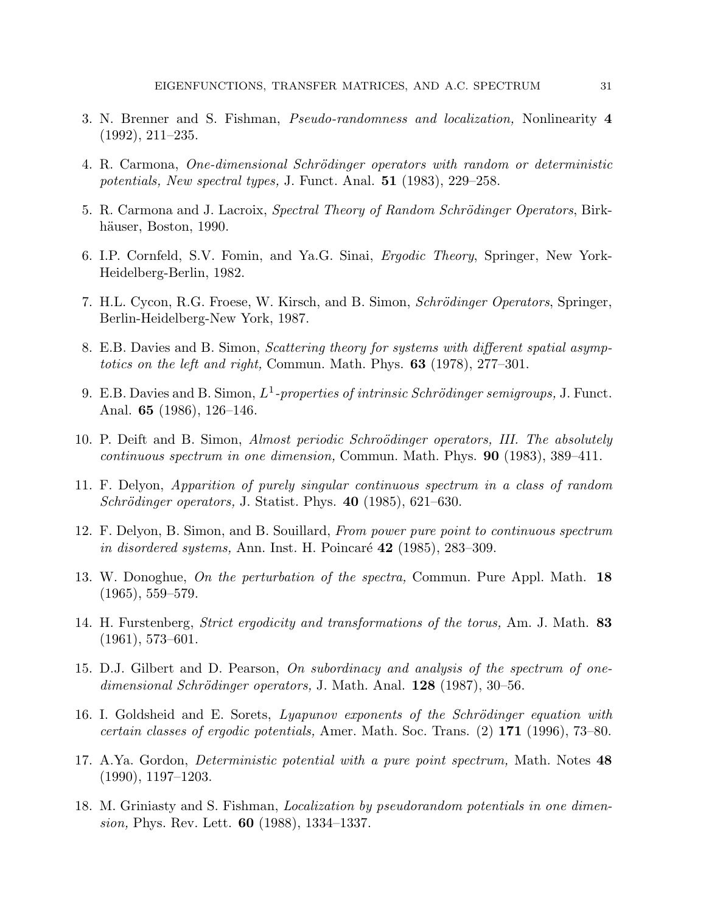3. N. Brenner and S. Fishman, *Pseudo-randomness and localization,* Nonlinearity **4** (1992), 211–235.

4. R. Carmona, *One-dimensional Schrödinger operators with random or deterministic potentials, New spectral types,* J. Funct. Anal. **51** (1983), 229–258.

5. R. Carmona and J. Lacroix, *Spectral Theory of Random Schrödinger Operators*, Birkhäuser, Boston, 1990.

6. I.P. Cornfeld, S.V. Fomin, and Ya.G. Sinai, *Ergodic Theory*, Springer, New York-Heidelberg-Berlin, 1982.

7. H.L. Cycon, R.G. Froese, W. Kirsch, and B. Simon, *Schrödinger Operators*, Springer, Berlin-Heidelberg-New York, 1987.

8. E.B. Davies and B. Simon, *Scattering theory for systems with different spatial asymptotics on the left and right,* Commun. Math. Phys. **63** (1978), 277–301.

9. E.B. Davies and B. Simon, *$L^1$-properties of intrinsic Schrödinger semigroups,* J. Funct. Anal. **65** (1986), 126–146.

10. P. Deift and B. Simon, *Almost periodic Schroödinger operators, III. The absolutely continuous spectrum in one dimension,* Commun. Math. Phys. **90** (1983), 389–411.

11. F. Delyon, *Apparition of purely singular continuous spectrum in a class of random Schrödinger operators,* J. Statist. Phys. **40** (1985), 621–630.

12. F. Delyon, B. Simon, and B. Souillard, *From power pure point to continuous spectrum in disordered systems,* Ann. Inst. H. Poincaré **42** (1985), 283–309.

13. W. Donoghue, *On the perturbation of the spectra,* Commun. Pure Appl. Math. **18** (1965), 559–579.

14. H. Furstenberg, *Strict ergodicity and transformations of the torus,* Am. J. Math. **83** (1961), 573–601.

15. D.J. Gilbert and D. Pearson, *On subordinacy and analysis of the spectrum of one-dimensional Schrödinger operators,* J. Math. Anal. **128** (1987), 30–56.

16. I. Goldsheid and E. Sorets, *Lyapunov exponents of the Schrödinger equation with certain classes of ergodic potentials,* Amer. Math. Soc. Trans. (2) **171** (1996), 73–80.

17. A.Ya. Gordon, *Deterministic potential with a pure point spectrum,* Math. Notes **48** (1990), 1197–1203.

18. M. Griniasty and S. Fishman, *Localization by pseudorandom potentials in one dimension,* Phys. Rev. Lett. **60** (1988), 1334–1337.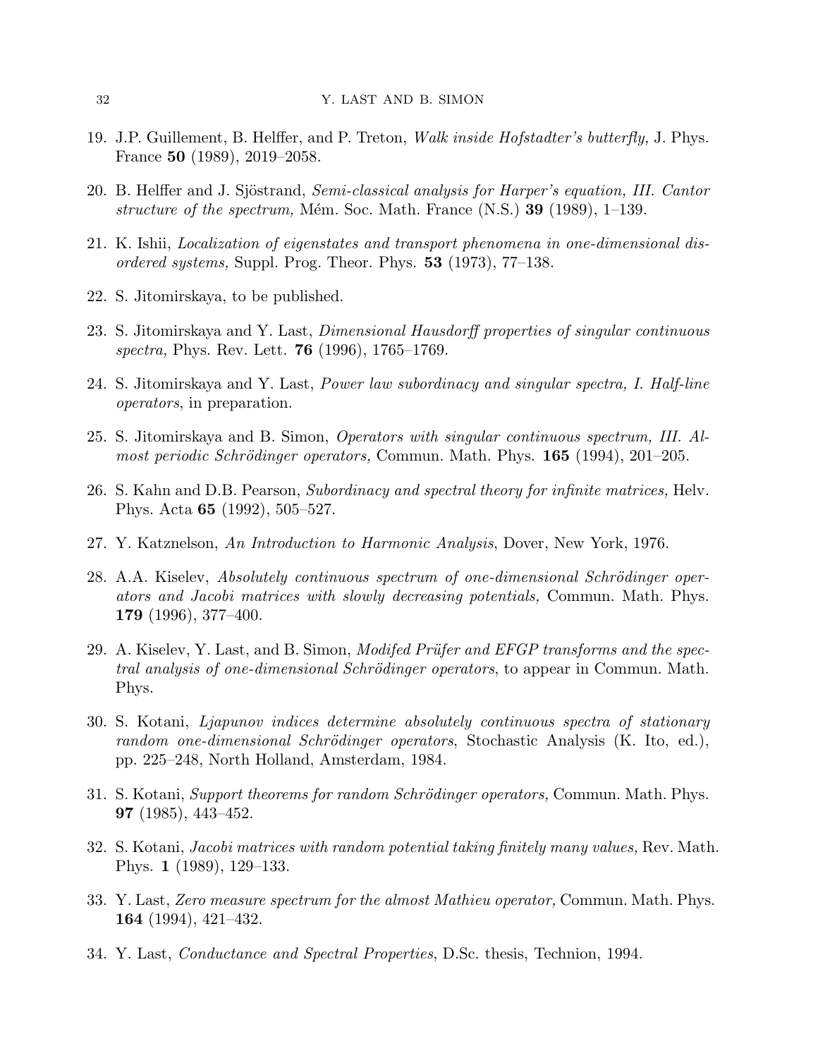19. J.P. Guillement, B. Helffer, and P. Treton, *Walk inside Hofstadter's butterfly,* J. Phys. France **50** (1989), 2019–2058.

20. B. Helffer and J. Sjöstrand, *Semi-classical analysis for Harper's equation, III. Cantor structure of the spectrum,* Mém. Soc. Math. France (N.S.) **39** (1989), 1–139.

21. K. Ishii, *Localization of eigenstates and transport phenomena in one-dimensional disordered systems,* Suppl. Prog. Theor. Phys. **53** (1973), 77–138.

22. S. Jitomirskaya, to be published.

23. S. Jitomirskaya and Y. Last, *Dimensional Hausdorff properties of singular continuous spectra,* Phys. Rev. Lett. **76** (1996), 1765–1769.

24. S. Jitomirskaya and Y. Last, *Power law subordinacy and singular spectra, I. Half-line operators*, in preparation.

25. S. Jitomirskaya and B. Simon, *Operators with singular continuous spectrum, III. Almost periodic Schrödinger operators,* Commun. Math. Phys. **165** (1994), 201–205.

26. S. Kahn and D.B. Pearson, *Subordinacy and spectral theory for infinite matrices,* Helv. Phys. Acta **65** (1992), 505–527.

27. Y. Katznelson, *An Introduction to Harmonic Analysis*, Dover, New York, 1976.

28. A.A. Kiselev, *Absolutely continuous spectrum of one-dimensional Schrödinger operators and Jacobi matrices with slowly decreasing potentials,* Commun. Math. Phys. **179** (1996), 377–400.

29. A. Kiselev, Y. Last, and B. Simon, *Modifed Prüfer and EFGP transforms and the spectral analysis of one-dimensional Schrödinger operators*, to appear in Commun. Math. Phys.

30. S. Kotani, *Ljapunov indices determine absolutely continuous spectra of stationary random one-dimensional Schrödinger operators*, Stochastic Analysis (K. Ito, ed.), pp. 225–248, North Holland, Amsterdam, 1984.

31. S. Kotani, *Support theorems for random Schrödinger operators,* Commun. Math. Phys. **97** (1985), 443–452.

32. S. Kotani, *Jacobi matrices with random potential taking finitely many values,* Rev. Math. Phys. **1** (1989), 129–133.

33. Y. Last, *Zero measure spectrum for the almost Mathieu operator,* Commun. Math. Phys. **164** (1994), 421–432.

34. Y. Last, *Conductance and Spectral Properties*, D.Sc. thesis, Technion, 1994.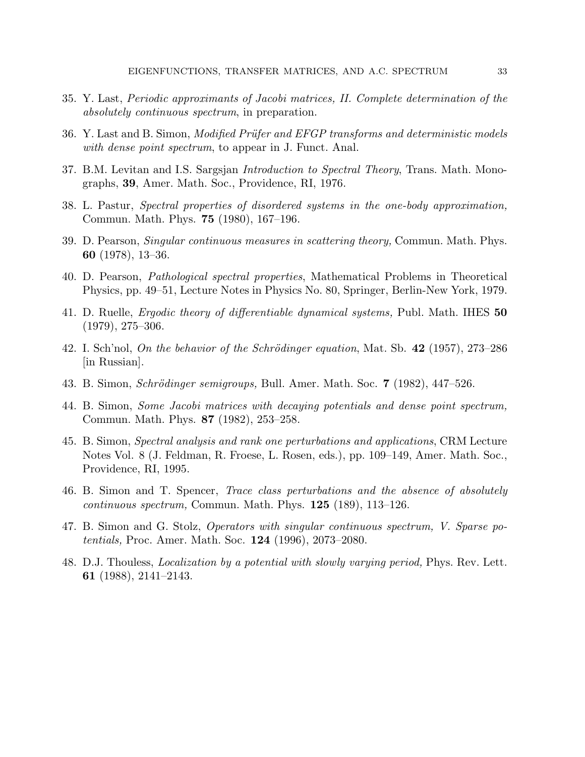35. Y. Last, *Periodic approximants of Jacobi matrices, II. Complete determination of the absolutely continuous spectrum*, in preparation.

36. Y. Last and B. Simon, *Modified Prüfer and EFGP transforms and deterministic models with dense point spectrum*, to appear in J. Funct. Anal.

37. B.M. Levitan and I.S. Sargsjan *Introduction to Spectral Theory*, Trans. Math. Monographs, **39**, Amer. Math. Soc., Providence, RI, 1976.

38. L. Pastur, *Spectral properties of disordered systems in the one-body approximation,* Commun. Math. Phys. **75** (1980), 167–196.

39. D. Pearson, *Singular continuous measures in scattering theory,* Commun. Math. Phys. **60** (1978), 13–36.

40. D. Pearson, *Pathological spectral properties*, Mathematical Problems in Theoretical Physics, pp. 49–51, Lecture Notes in Physics No. 80, Springer, Berlin-New York, 1979.

41. D. Ruelle, *Ergodic theory of differentiable dynamical systems,* Publ. Math. IHES **50** (1979), 275–306.

42. I. Sch'nol, *On the behavior of the Schrödinger equation*, Mat. Sb. **42** (1957), 273–286 [in Russian].

43. B. Simon, *Schrödinger semigroups,* Bull. Amer. Math. Soc. **7** (1982), 447–526.

44. B. Simon, *Some Jacobi matrices with decaying potentials and dense point spectrum,* Commun. Math. Phys. **87** (1982), 253–258.

45. B. Simon, *Spectral analysis and rank one perturbations and applications*, CRM Lecture Notes Vol. 8 (J. Feldman, R. Froese, L. Rosen, eds.), pp. 109–149, Amer. Math. Soc., Providence, RI, 1995.

46. B. Simon and T. Spencer, *Trace class perturbations and the absence of absolutely continuous spectrum,* Commun. Math. Phys. **125** (189), 113–126.

47. B. Simon and G. Stolz, *Operators with singular continuous spectrum, V. Sparse potentials,* Proc. Amer. Math. Soc. **124** (1996), 2073–2080.

48. D.J. Thouless, *Localization by a potential with slowly varying period,* Phys. Rev. Lett. **61** (1988), 2141–2143.